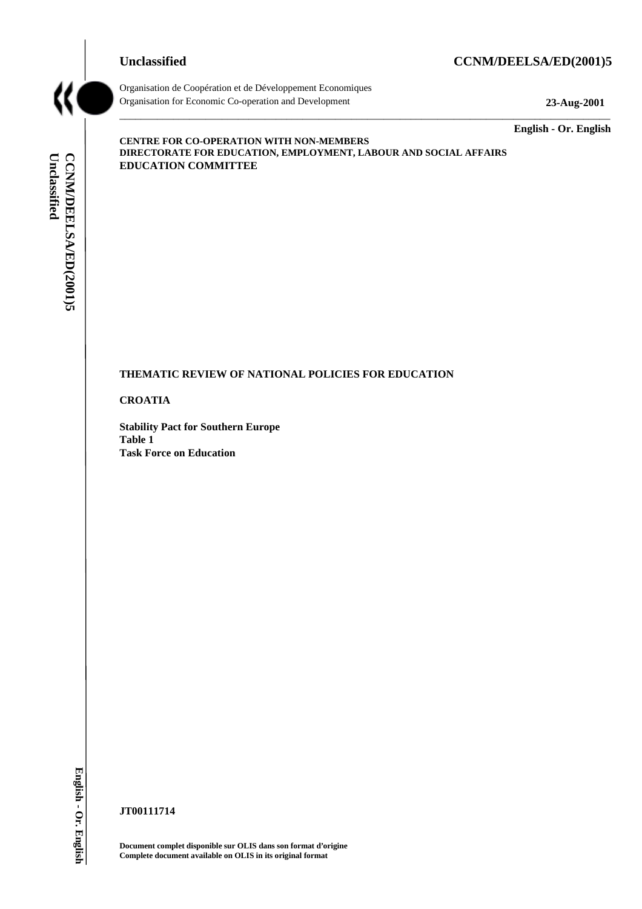**Unclassified** **CCNM/DEELSA/ED(2001)5**

Organisation de Coopération et de Développement Economiques
Organisation for Economic Co-operation and Development **23-Aug-2001**

**English - Or. English**

**CENTRE FOR CO-OPERATION WITH NON-MEMBERS**
**DIRECTORATE FOR EDUCATION, EMPLOYMENT, LABOUR AND SOCIAL AFFAIRS**
**EDUCATION COMMITTEE**

# THEMATIC REVIEW OF NATIONAL POLICIES FOR EDUCATION

## CROATIA

**Stability Pact for Southern Europe**
**Table 1**
**Task Force on Education**

**JT00111714**

**Document complet disponible sur OLIS dans son format d'origine**
**Complete document available on OLIS in its original format**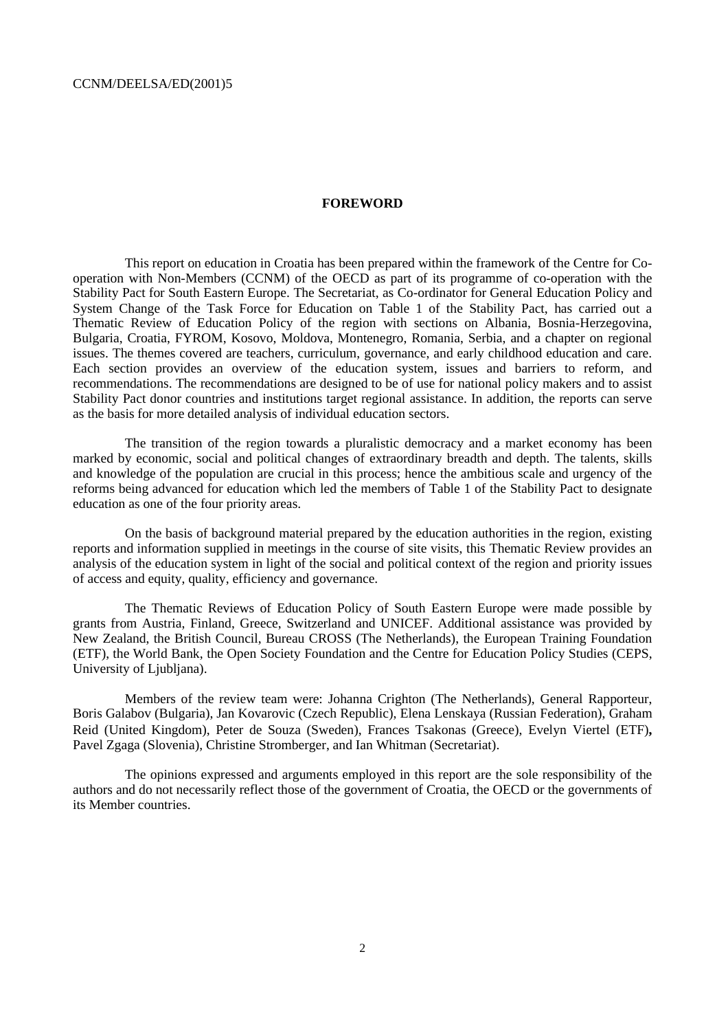## FOREWORD

This report on education in Croatia has been prepared within the framework of the Centre for Co-operation with Non-Members (CCNM) of the OECD as part of its programme of co-operation with the Stability Pact for South Eastern Europe. The Secretariat, as Co-ordinator for General Education Policy and System Change of the Task Force for Education on Table 1 of the Stability Pact, has carried out a Thematic Review of Education Policy of the region with sections on Albania, Bosnia-Herzegovina, Bulgaria, Croatia, FYROM, Kosovo, Moldova, Montenegro, Romania, Serbia, and a chapter on regional issues. The themes covered are teachers, curriculum, governance, and early childhood education and care. Each section provides an overview of the education system, issues and barriers to reform, and recommendations. The recommendations are designed to be of use for national policy makers and to assist Stability Pact donor countries and institutions target regional assistance. In addition, the reports can serve as the basis for more detailed analysis of individual education sectors.

The transition of the region towards a pluralistic democracy and a market economy has been marked by economic, social and political changes of extraordinary breadth and depth. The talents, skills and knowledge of the population are crucial in this process; hence the ambitious scale and urgency of the reforms being advanced for education which led the members of Table 1 of the Stability Pact to designate education as one of the four priority areas.

On the basis of background material prepared by the education authorities in the region, existing reports and information supplied in meetings in the course of site visits, this Thematic Review provides an analysis of the education system in light of the social and political context of the region and priority issues of access and equity, quality, efficiency and governance.

The Thematic Reviews of Education Policy of South Eastern Europe were made possible by grants from Austria, Finland, Greece, Switzerland and UNICEF. Additional assistance was provided by New Zealand, the British Council, Bureau CROSS (The Netherlands), the European Training Foundation (ETF), the World Bank, the Open Society Foundation and the Centre for Education Policy Studies (CEPS, University of Ljubljana).

Members of the review team were: Johanna Crighton (The Netherlands), General Rapporteur, Boris Galabov (Bulgaria), Jan Kovarovic (Czech Republic), Elena Lenskaya (Russian Federation), Graham Reid (United Kingdom), Peter de Souza (Sweden), Frances Tsakonas (Greece), Evelyn Viertel (ETF), Pavel Zgaga (Slovenia), Christine Stromberger, and Ian Whitman (Secretariat).

The opinions expressed and arguments employed in this report are the sole responsibility of the authors and do not necessarily reflect those of the government of Croatia, the OECD or the governments of its Member countries.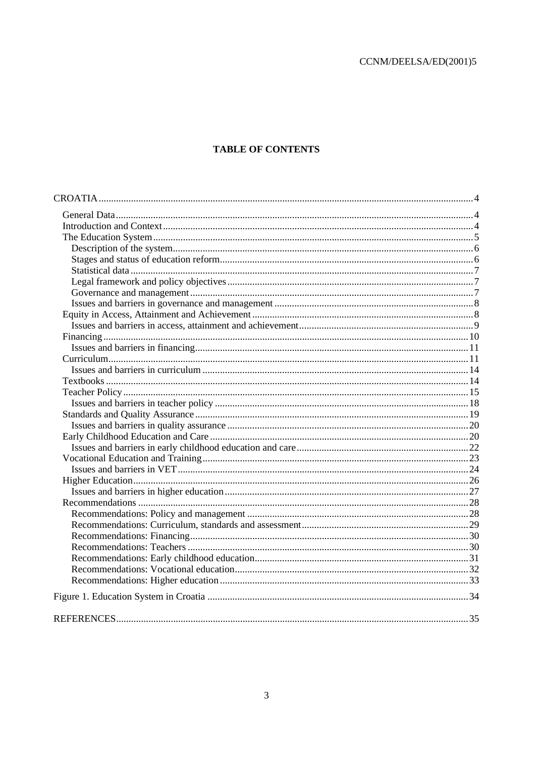# TABLE OF CONTENTS

CROATIA ... 4

- General Data ... 4
- Introduction and Context ... 4
- The Education System ... 5
  - Description of the system ... 6
  - Stages and status of education reform ... 6
  - Statistical data ... 7
  - Legal framework and policy objectives ... 7
  - Governance and management ... 7
  - Issues and barriers in governance and management ... 8
- Equity in Access, Attainment and Achievement ... 8
  - Issues and barriers in access, attainment and achievement ... 9
- Financing ... 10
  - Issues and barriers in financing ... 11
- Curriculum ... 11
  - Issues and barriers in curriculum ... 14
- Textbooks ... 14
- Teacher Policy ... 15
  - Issues and barriers in teacher policy ... 18
- Standards and Quality Assurance ... 19
  - Issues and barriers in quality assurance ... 20
- Early Childhood Education and Care ... 20
  - Issues and barriers in early childhood education and care ... 22
- Vocational Education and Training ... 23
  - Issues and barriers in VET ... 24
- Higher Education ... 26
  - Issues and barriers in higher education ... 27
- Recommendations ... 28
  - Recommendations: Policy and management ... 28
  - Recommendations: Curriculum, standards and assessment ... 29
  - Recommendations: Financing ... 30
  - Recommendations: Teachers ... 30
  - Recommendations: Early childhood education ... 31
  - Recommendations: Vocational education ... 32
  - Recommendations: Higher education ... 33

Figure 1. Education System in Croatia ... 34

REFERENCES ... 35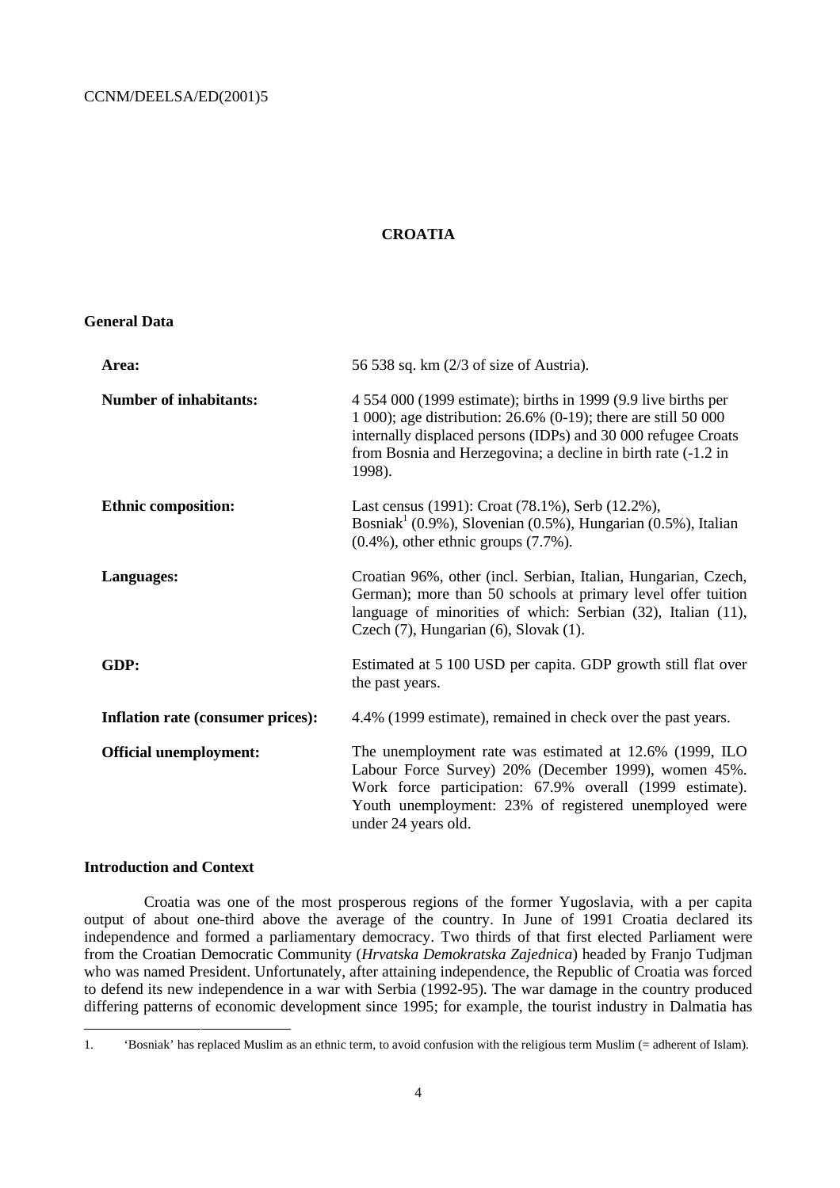## CROATIA

### General Data

| | |
|---|---|
| **Area:** | 56 538 sq. km (2/3 of size of Austria). |
| **Number of inhabitants:** | 4 554 000 (1999 estimate); births in 1999 (9.9 live births per 1 000); age distribution: 26.6% (0-19); there are still 50 000 internally displaced persons (IDPs) and 30 000 refugee Croats from Bosnia and Herzegovina; a decline in birth rate (-1.2 in 1998). |
| **Ethnic composition:** | Last census (1991): Croat (78.1%), Serb (12.2%), Bosniak[1] (0.9%), Slovenian (0.5%), Hungarian (0.5%), Italian (0.4%), other ethnic groups (7.7%). |
| **Languages:** | Croatian 96%, other (incl. Serbian, Italian, Hungarian, Czech, German); more than 50 schools at primary level offer tuition language of minorities of which: Serbian (32), Italian (11), Czech (7), Hungarian (6), Slovak (1). |
| **GDP:** | Estimated at 5 100 USD per capita. GDP growth still flat over the past years. |
| **Inflation rate (consumer prices):** | 4.4% (1999 estimate), remained in check over the past years. |
| **Official unemployment:** | The unemployment rate was estimated at 12.6% (1999, ILO Labour Force Survey) 20% (December 1999), women 45%. Work force participation: 67.9% overall (1999 estimate). Youth unemployment: 23% of registered unemployed were under 24 years old. |

### Introduction and Context

Croatia was one of the most prosperous regions of the former Yugoslavia, with a per capita output of about one-third above the average of the country. In June of 1991 Croatia declared its independence and formed a parliamentary democracy. Two thirds of that first elected Parliament were from the Croatian Democratic Community (*Hrvatska Demokratska Zajednica*) headed by Franjo Tudjman who was named President. Unfortunately, after attaining independence, the Republic of Croatia was forced to defend its new independence in a war with Serbia (1992-95). The war damage in the country produced differing patterns of economic development since 1995; for example, the tourist industry in Dalmatia has

1. 'Bosniak' has replaced Muslim as an ethnic term, to avoid confusion with the religious term Muslim (= adherent of Islam).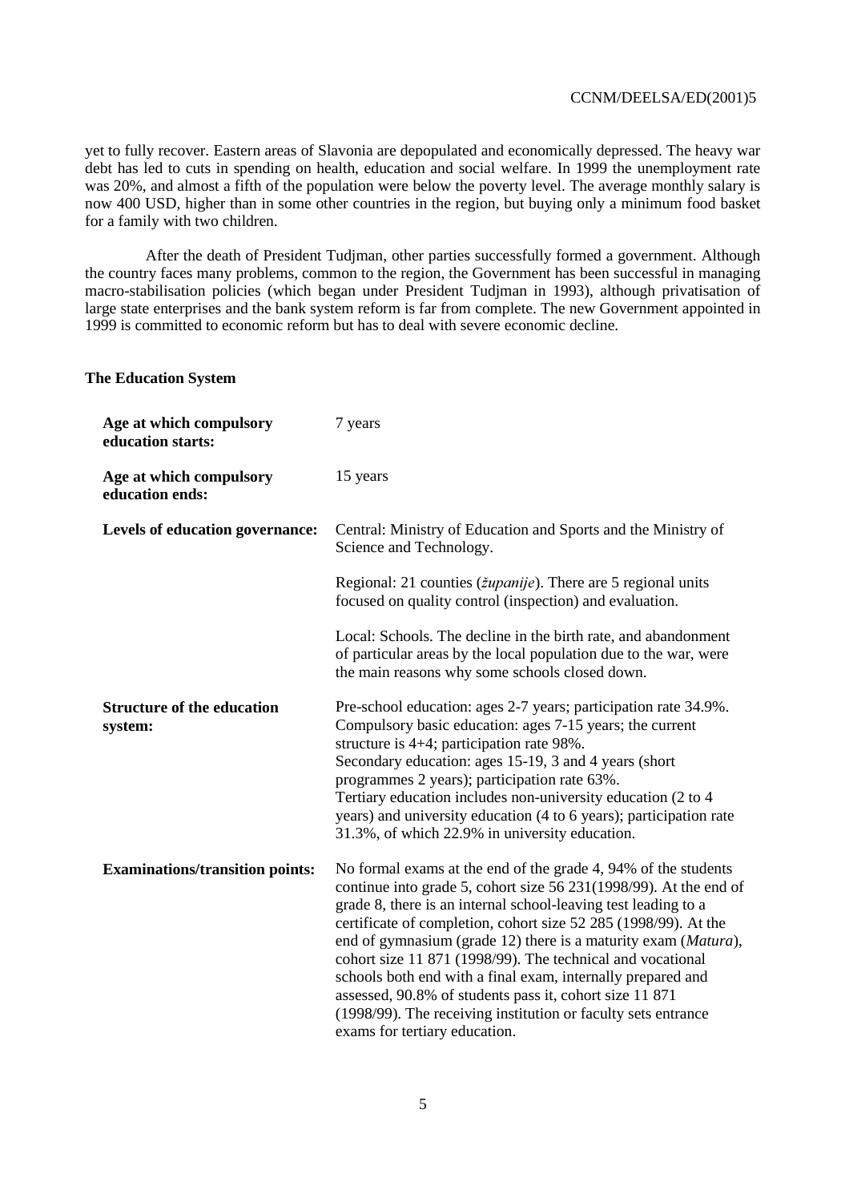yet to fully recover. Eastern areas of Slavonia are depopulated and economically depressed. The heavy war debt has led to cuts in spending on health, education and social welfare. In 1999 the unemployment rate was 20%, and almost a fifth of the population were below the poverty level. The average monthly salary is now 400 USD, higher than in some other countries in the region, but buying only a minimum food basket for a family with two children.

After the death of President Tudjman, other parties successfully formed a government. Although the country faces many problems, common to the region, the Government has been successful in managing macro-stabilisation policies (which began under President Tudjman in 1993), although privatisation of large state enterprises and the bank system reform is far from complete. The new Government appointed in 1999 is committed to economic reform but has to deal with severe economic decline.

### The Education System

| | |
|---|---|
| **Age at which compulsory education starts:** | 7 years |
| **Age at which compulsory education ends:** | 15 years |
| **Levels of education governance:** | Central: Ministry of Education and Sports and the Ministry of Science and Technology.<br><br>Regional: 21 counties (*županije*). There are 5 regional units focused on quality control (inspection) and evaluation.<br><br>Local: Schools. The decline in the birth rate, and abandonment of particular areas by the local population due to the war, were the main reasons why some schools closed down. |
| **Structure of the education system:** | Pre-school education: ages 2-7 years; participation rate 34.9%.<br>Compulsory basic education: ages 7-15 years; the current structure is 4+4; participation rate 98%.<br>Secondary education: ages 15-19, 3 and 4 years (short programmes 2 years); participation rate 63%.<br>Tertiary education includes non-university education (2 to 4 years) and university education (4 to 6 years); participation rate 31.3%, of which 22.9% in university education. |
| **Examinations/transition points:** | No formal exams at the end of the grade 4, 94% of the students continue into grade 5, cohort size 56 231(1998/99). At the end of grade 8, there is an internal school-leaving test leading to a certificate of completion, cohort size 52 285 (1998/99). At the end of gymnasium (grade 12) there is a maturity exam (*Matura*), cohort size 11 871 (1998/99). The technical and vocational schools both end with a final exam, internally prepared and assessed, 90.8% of students pass it, cohort size 11 871 (1998/99). The receiving institution or faculty sets entrance exams for tertiary education. |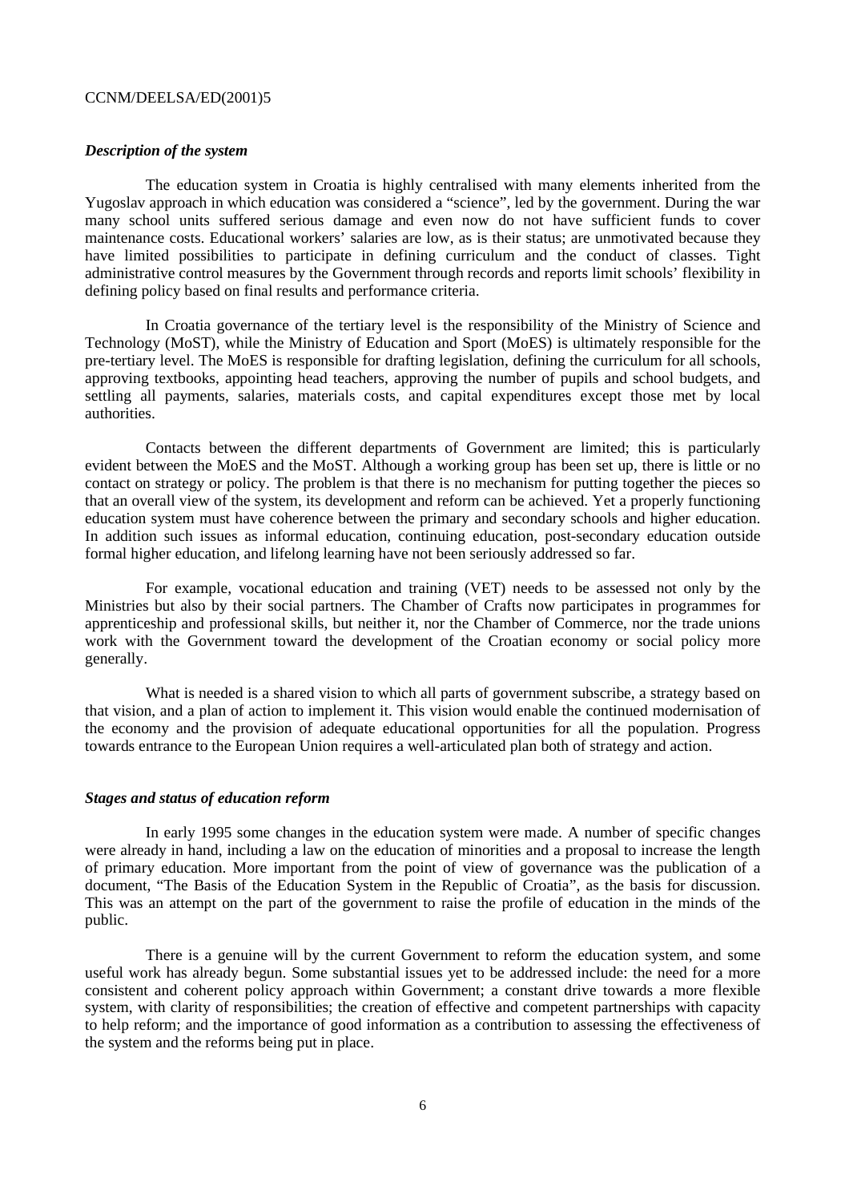### *Description of the system*

The education system in Croatia is highly centralised with many elements inherited from the Yugoslav approach in which education was considered a "science", led by the government. During the war many school units suffered serious damage and even now do not have sufficient funds to cover maintenance costs. Educational workers' salaries are low, as is their status; are unmotivated because they have limited possibilities to participate in defining curriculum and the conduct of classes. Tight administrative control measures by the Government through records and reports limit schools' flexibility in defining policy based on final results and performance criteria.

In Croatia governance of the tertiary level is the responsibility of the Ministry of Science and Technology (MoST), while the Ministry of Education and Sport (MoES) is ultimately responsible for the pre-tertiary level. The MoES is responsible for drafting legislation, defining the curriculum for all schools, approving textbooks, appointing head teachers, approving the number of pupils and school budgets, and settling all payments, salaries, materials costs, and capital expenditures except those met by local authorities.

Contacts between the different departments of Government are limited; this is particularly evident between the MoES and the MoST. Although a working group has been set up, there is little or no contact on strategy or policy. The problem is that there is no mechanism for putting together the pieces so that an overall view of the system, its development and reform can be achieved. Yet a properly functioning education system must have coherence between the primary and secondary schools and higher education. In addition such issues as informal education, continuing education, post-secondary education outside formal higher education, and lifelong learning have not been seriously addressed so far.

For example, vocational education and training (VET) needs to be assessed not only by the Ministries but also by their social partners. The Chamber of Crafts now participates in programmes for apprenticeship and professional skills, but neither it, nor the Chamber of Commerce, nor the trade unions work with the Government toward the development of the Croatian economy or social policy more generally.

What is needed is a shared vision to which all parts of government subscribe, a strategy based on that vision, and a plan of action to implement it. This vision would enable the continued modernisation of the economy and the provision of adequate educational opportunities for all the population. Progress towards entrance to the European Union requires a well-articulated plan both of strategy and action.

### *Stages and status of education reform*

In early 1995 some changes in the education system were made. A number of specific changes were already in hand, including a law on the education of minorities and a proposal to increase the length of primary education. More important from the point of view of governance was the publication of a document, "The Basis of the Education System in the Republic of Croatia", as the basis for discussion. This was an attempt on the part of the government to raise the profile of education in the minds of the public.

There is a genuine will by the current Government to reform the education system, and some useful work has already begun. Some substantial issues yet to be addressed include: the need for a more consistent and coherent policy approach within Government; a constant drive towards a more flexible system, with clarity of responsibilities; the creation of effective and competent partnerships with capacity to help reform; and the importance of good information as a contribution to assessing the effectiveness of the system and the reforms being put in place.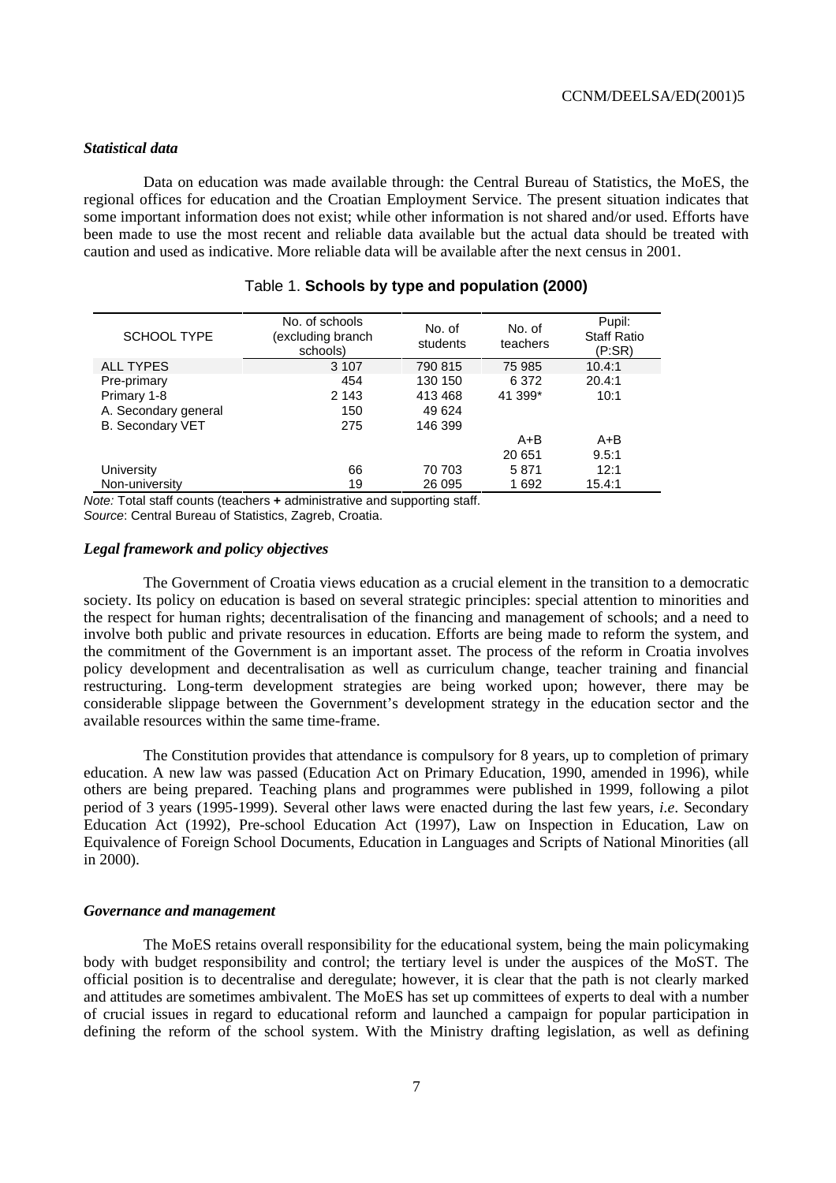### *Statistical data*

Data on education was made available through: the Central Bureau of Statistics, the MoES, the regional offices for education and the Croatian Employment Service. The present situation indicates that some important information does not exist; while other information is not shared and/or used. Efforts have been made to use the most recent and reliable data available but the actual data should be treated with caution and used as indicative. More reliable data will be available after the next census in 2001.

Table 1. **Schools by type and population (2000)**

| SCHOOL TYPE | No. of schools (excluding branch schools) | No. of students | No. of teachers | Pupil: Staff Ratio (P:SR) |
|---|---|---|---|---|
| ALL TYPES | 3 107 | 790 815 | 75 985 | 10.4:1 |
| Pre-primary | 454 | 130 150 | 6 372 | 20.4:1 |
| Primary 1-8 | 2 143 | 413 468 | 41 399* | 10:1 |
| A. Secondary general | 150 | 49 624 | | |
| B. Secondary VET | 275 | 146 399 | | |
| | | | A+B | A+B |
| | | | 20 651 | 9.5:1 |
| University | 66 | 70 703 | 5 871 | 12:1 |
| Non-university | 19 | 26 095 | 1 692 | 15.4:1 |

*Note:* Total staff counts (teachers **+** administrative and supporting staff.
*Source*: Central Bureau of Statistics, Zagreb, Croatia.

### *Legal framework and policy objectives*

The Government of Croatia views education as a crucial element in the transition to a democratic society. Its policy on education is based on several strategic principles: special attention to minorities and the respect for human rights; decentralisation of the financing and management of schools; and a need to involve both public and private resources in education. Efforts are being made to reform the system, and the commitment of the Government is an important asset. The process of the reform in Croatia involves policy development and decentralisation as well as curriculum change, teacher training and financial restructuring. Long-term development strategies are being worked upon; however, there may be considerable slippage between the Government's development strategy in the education sector and the available resources within the same time-frame.

The Constitution provides that attendance is compulsory for 8 years, up to completion of primary education. A new law was passed (Education Act on Primary Education, 1990, amended in 1996), while others are being prepared. Teaching plans and programmes were published in 1999, following a pilot period of 3 years (1995-1999). Several other laws were enacted during the last few years, *i.e*. Secondary Education Act (1992), Pre-school Education Act (1997), Law on Inspection in Education, Law on Equivalence of Foreign School Documents, Education in Languages and Scripts of National Minorities (all in 2000).

### *Governance and management*

The MoES retains overall responsibility for the educational system, being the main policymaking body with budget responsibility and control; the tertiary level is under the auspices of the MoST. The official position is to decentralise and deregulate; however, it is clear that the path is not clearly marked and attitudes are sometimes ambivalent. The MoES has set up committees of experts to deal with a number of crucial issues in regard to educational reform and launched a campaign for popular participation in defining the reform of the school system. With the Ministry drafting legislation, as well as defining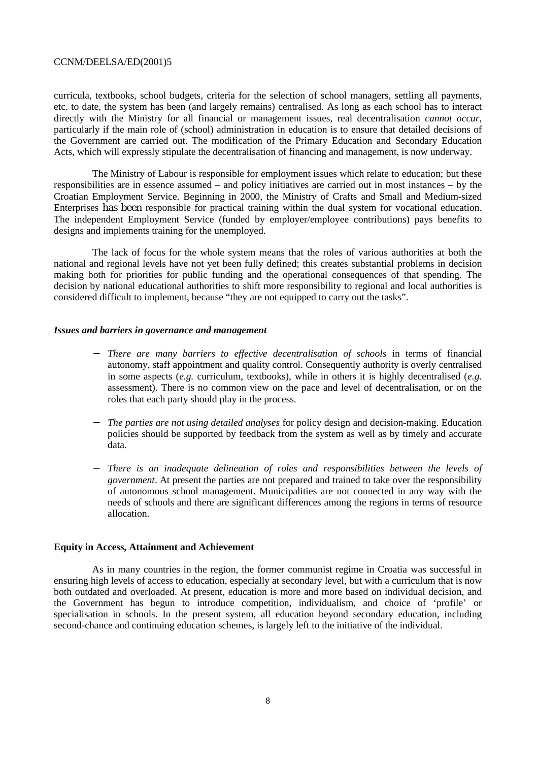curricula, textbooks, school budgets, criteria for the selection of school managers, settling all payments, etc. to date, the system has been (and largely remains) centralised. As long as each school has to interact directly with the Ministry for all financial or management issues, real decentralisation *cannot occur*, particularly if the main role of (school) administration in education is to ensure that detailed decisions of the Government are carried out. The modification of the Primary Education and Secondary Education Acts, which will expressly stipulate the decentralisation of financing and management, is now underway.

The Ministry of Labour is responsible for employment issues which relate to education; but these responsibilities are in essence assumed – and policy initiatives are carried out in most instances – by the Croatian Employment Service. Beginning in 2000, the Ministry of Crafts and Small and Medium-sized Enterprises has been responsible for practical training within the dual system for vocational education. The independent Employment Service (funded by employer/employee contributions) pays benefits to designs and implements training for the unemployed.

The lack of focus for the whole system means that the roles of various authorities at both the national and regional levels have not yet been fully defined; this creates substantial problems in decision making both for priorities for public funding and the operational consequences of that spending. The decision by national educational authorities to shift more responsibility to regional and local authorities is considered difficult to implement, because "they are not equipped to carry out the tasks".

***Issues and barriers in governance and management***

- *There are many barriers to effective decentralisation of schools* in terms of financial autonomy, staff appointment and quality control. Consequently authority is overly centralised in some aspects (*e.g.* curriculum, textbooks), while in others it is highly decentralised (*e.g.* assessment). There is no common view on the pace and level of decentralisation, or on the roles that each party should play in the process.
- *The parties are not using detailed analyses* for policy design and decision-making. Education policies should be supported by feedback from the system as well as by timely and accurate data.
- *There is an inadequate delineation of roles and responsibilities between the levels of government*. At present the parties are not prepared and trained to take over the responsibility of autonomous school management. Municipalities are not connected in any way with the needs of schools and there are significant differences among the regions in terms of resource allocation.

**Equity in Access, Attainment and Achievement**

As in many countries in the region, the former communist regime in Croatia was successful in ensuring high levels of access to education, especially at secondary level, but with a curriculum that is now both outdated and overloaded. At present, education is more and more based on individual decision, and the Government has begun to introduce competition, individualism, and choice of 'profile' or specialisation in schools. In the present system, all education beyond secondary education, including second-chance and continuing education schemes, is largely left to the initiative of the individual.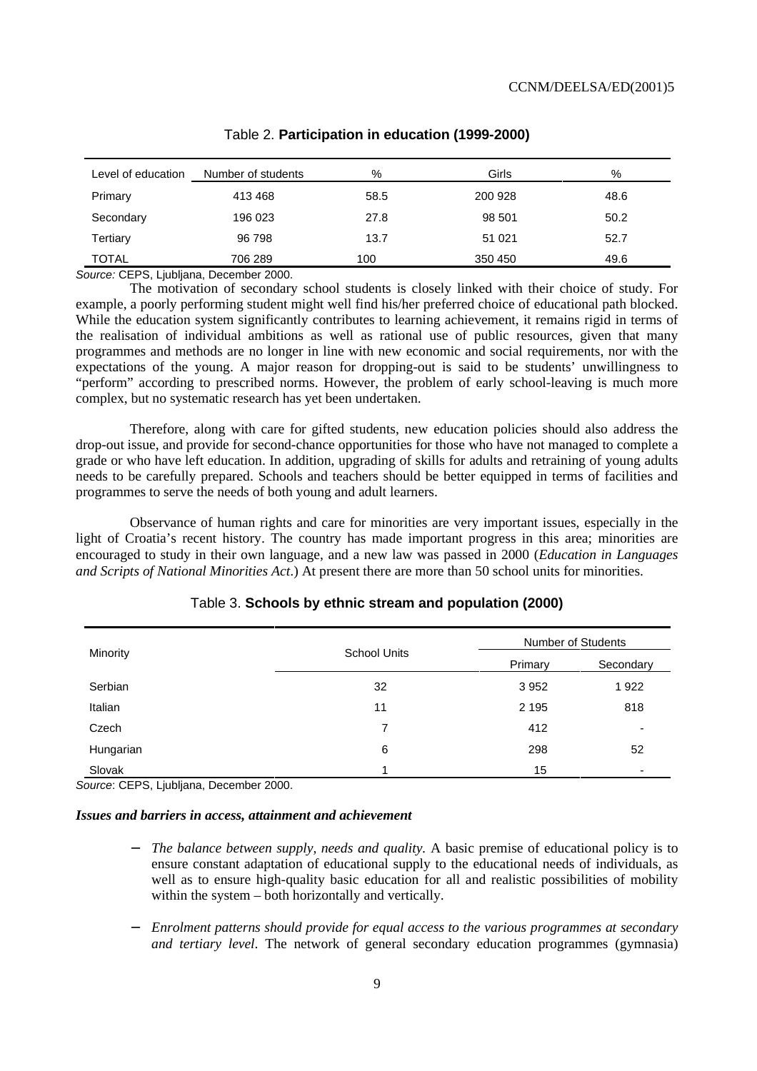Table 2. **Participation in education (1999-2000)**

| Level of education | Number of students | % | Girls | % |
|---|---|---|---|---|
| Primary | 413 468 | 58.5 | 200 928 | 48.6 |
| Secondary | 196 023 | 27.8 | 98 501 | 50.2 |
| Tertiary | 96 798 | 13.7 | 51 021 | 52.7 |
| TOTAL | 706 289 | 100 | 350 450 | 49.6 |

*Source:* CEPS, Ljubljana, December 2000.

The motivation of secondary school students is closely linked with their choice of study. For example, a poorly performing student might well find his/her preferred choice of educational path blocked. While the education system significantly contributes to learning achievement, it remains rigid in terms of the realisation of individual ambitions as well as rational use of public resources, given that many programmes and methods are no longer in line with new economic and social requirements, nor with the expectations of the young. A major reason for dropping-out is said to be students' unwillingness to "perform" according to prescribed norms. However, the problem of early school-leaving is much more complex, but no systematic research has yet been undertaken.

Therefore, along with care for gifted students, new education policies should also address the drop-out issue, and provide for second-chance opportunities for those who have not managed to complete a grade or who have left education. In addition, upgrading of skills for adults and retraining of young adults needs to be carefully prepared. Schools and teachers should be better equipped in terms of facilities and programmes to serve the needs of both young and adult learners.

Observance of human rights and care for minorities are very important issues, especially in the light of Croatia's recent history. The country has made important progress in this area; minorities are encouraged to study in their own language, and a new law was passed in 2000 (*Education in Languages and Scripts of National Minorities Act*.) At present there are more than 50 school units for minorities.

Table 3. **Schools by ethnic stream and population (2000)**

| Minority | School Units | Number of Students | |
|---|---|---|---|
| | | Primary | Secondary |
| Serbian | 32 | 3 952 | 1 922 |
| Italian | 11 | 2 195 | 818 |
| Czech | 7 | 412 | - |
| Hungarian | 6 | 298 | 52 |
| Slovak | 1 | 15 | - |

*Source*: CEPS, Ljubljana, December 2000.

***Issues and barriers in access, attainment and achievement***

- *The balance between supply, needs and quality.* A basic premise of educational policy is to ensure constant adaptation of educational supply to the educational needs of individuals, as well as to ensure high-quality basic education for all and realistic possibilities of mobility within the system – both horizontally and vertically.

- *Enrolment patterns should provide for equal access to the various programmes at secondary and tertiary level*. The network of general secondary education programmes (gymnasia)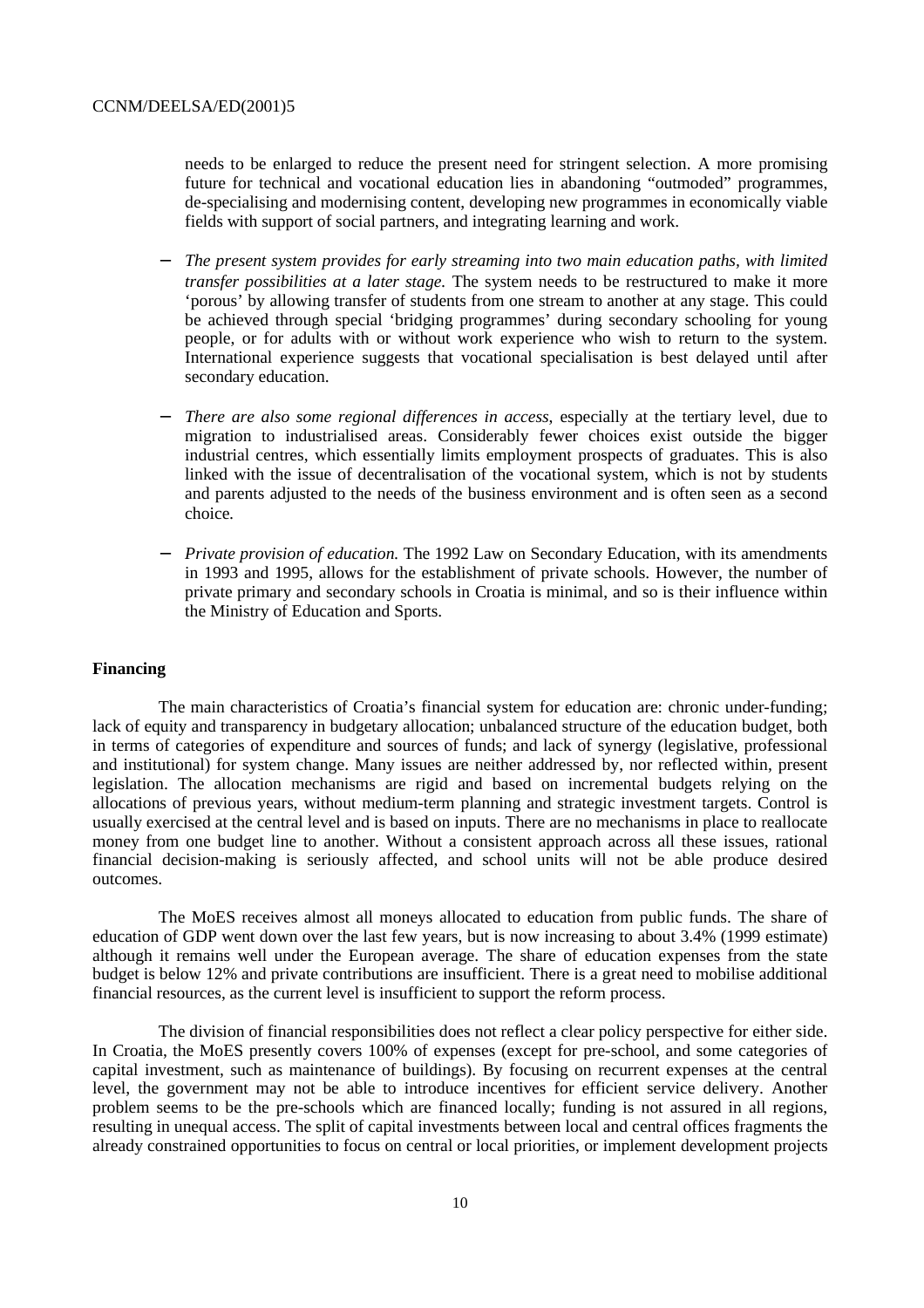needs to be enlarged to reduce the present need for stringent selection. A more promising future for technical and vocational education lies in abandoning "outmoded" programmes, de-specialising and modernising content, developing new programmes in economically viable fields with support of social partners, and integrating learning and work.

- *The present system provides for early streaming into two main education paths, with limited transfer possibilities at a later stage.* The system needs to be restructured to make it more 'porous' by allowing transfer of students from one stream to another at any stage. This could be achieved through special 'bridging programmes' during secondary schooling for young people, or for adults with or without work experience who wish to return to the system. International experience suggests that vocational specialisation is best delayed until after secondary education.

- *There are also some regional differences in access,* especially at the tertiary level, due to migration to industrialised areas. Considerably fewer choices exist outside the bigger industrial centres, which essentially limits employment prospects of graduates. This is also linked with the issue of decentralisation of the vocational system, which is not by students and parents adjusted to the needs of the business environment and is often seen as a second choice.

- *Private provision of education.* The 1992 Law on Secondary Education, with its amendments in 1993 and 1995, allows for the establishment of private schools. However, the number of private primary and secondary schools in Croatia is minimal, and so is their influence within the Ministry of Education and Sports.

**Financing**

The main characteristics of Croatia's financial system for education are: chronic under-funding; lack of equity and transparency in budgetary allocation; unbalanced structure of the education budget, both in terms of categories of expenditure and sources of funds; and lack of synergy (legislative, professional and institutional) for system change. Many issues are neither addressed by, nor reflected within, present legislation. The allocation mechanisms are rigid and based on incremental budgets relying on the allocations of previous years, without medium-term planning and strategic investment targets. Control is usually exercised at the central level and is based on inputs. There are no mechanisms in place to reallocate money from one budget line to another. Without a consistent approach across all these issues, rational financial decision-making is seriously affected, and school units will not be able produce desired outcomes.

The MoES receives almost all moneys allocated to education from public funds. The share of education of GDP went down over the last few years, but is now increasing to about 3.4% (1999 estimate) although it remains well under the European average. The share of education expenses from the state budget is below 12% and private contributions are insufficient. There is a great need to mobilise additional financial resources, as the current level is insufficient to support the reform process.

The division of financial responsibilities does not reflect a clear policy perspective for either side. In Croatia, the MoES presently covers 100% of expenses (except for pre-school, and some categories of capital investment, such as maintenance of buildings). By focusing on recurrent expenses at the central level, the government may not be able to introduce incentives for efficient service delivery. Another problem seems to be the pre-schools which are financed locally; funding is not assured in all regions, resulting in unequal access. The split of capital investments between local and central offices fragments the already constrained opportunities to focus on central or local priorities, or implement development projects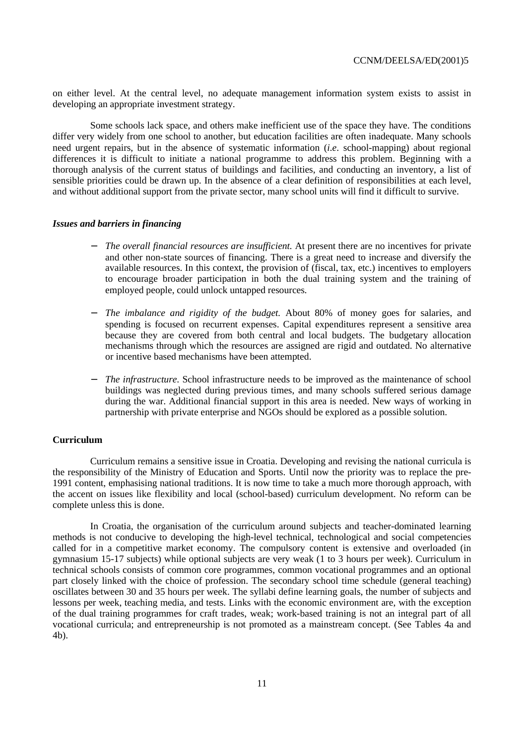on either level. At the central level, no adequate management information system exists to assist in developing an appropriate investment strategy.

Some schools lack space, and others make inefficient use of the space they have. The conditions differ very widely from one school to another, but education facilities are often inadequate. Many schools need urgent repairs, but in the absence of systematic information (*i.e*. school-mapping) about regional differences it is difficult to initiate a national programme to address this problem. Beginning with a thorough analysis of the current status of buildings and facilities, and conducting an inventory, a list of sensible priorities could be drawn up. In the absence of a clear definition of responsibilities at each level, and without additional support from the private sector, many school units will find it difficult to survive.

***Issues and barriers in financing***

- *The overall financial resources are insufficient.* At present there are no incentives for private and other non-state sources of financing. There is a great need to increase and diversify the available resources. In this context, the provision of (fiscal, tax, etc.) incentives to employers to encourage broader participation in both the dual training system and the training of employed people, could unlock untapped resources.

- *The imbalance and rigidity of the budget.* About 80% of money goes for salaries, and spending is focused on recurrent expenses. Capital expenditures represent a sensitive area because they are covered from both central and local budgets. The budgetary allocation mechanisms through which the resources are assigned are rigid and outdated. No alternative or incentive based mechanisms have been attempted.

- *The infrastructure.* School infrastructure needs to be improved as the maintenance of school buildings was neglected during previous times, and many schools suffered serious damage during the war. Additional financial support in this area is needed. New ways of working in partnership with private enterprise and NGOs should be explored as a possible solution.

**Curriculum**

Curriculum remains a sensitive issue in Croatia. Developing and revising the national curricula is the responsibility of the Ministry of Education and Sports. Until now the priority was to replace the pre-1991 content, emphasising national traditions. It is now time to take a much more thorough approach, with the accent on issues like flexibility and local (school-based) curriculum development. No reform can be complete unless this is done.

In Croatia, the organisation of the curriculum around subjects and teacher-dominated learning methods is not conducive to developing the high-level technical, technological and social competencies called for in a competitive market economy. The compulsory content is extensive and overloaded (in gymnasium 15-17 subjects) while optional subjects are very weak (1 to 3 hours per week). Curriculum in technical schools consists of common core programmes, common vocational programmes and an optional part closely linked with the choice of profession. The secondary school time schedule (general teaching) oscillates between 30 and 35 hours per week. The syllabi define learning goals, the number of subjects and lessons per week, teaching media, and tests. Links with the economic environment are, with the exception of the dual training programmes for craft trades, weak; work-based training is not an integral part of all vocational curricula; and entrepreneurship is not promoted as a mainstream concept. (See Tables 4a and 4b).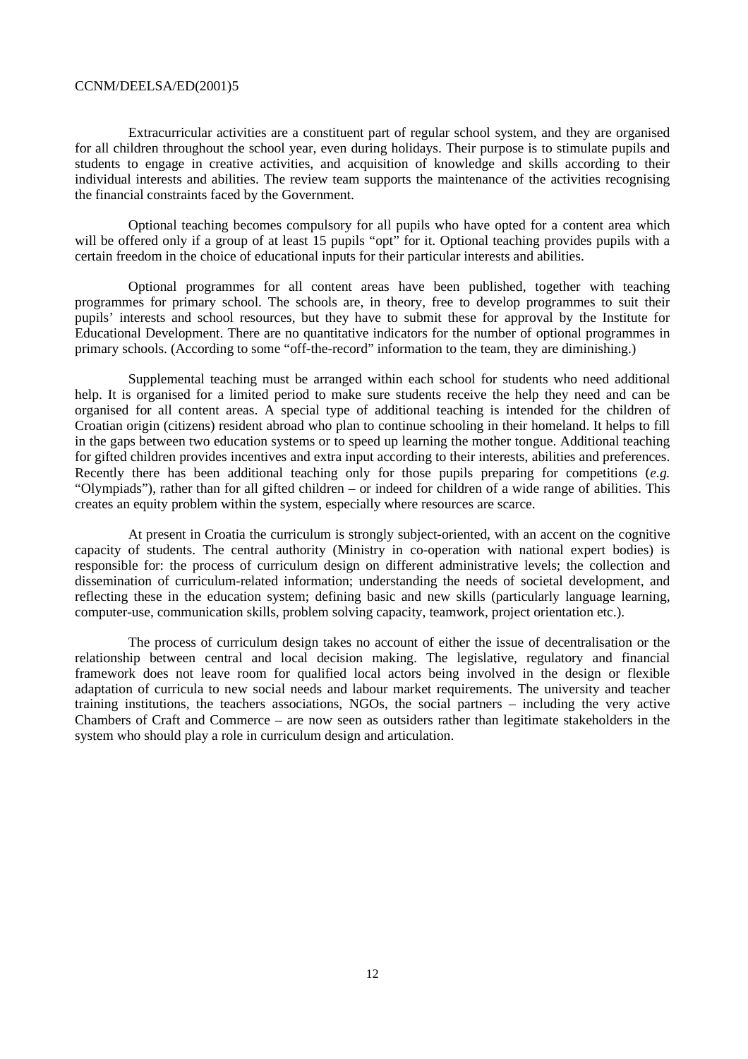Extracurricular activities are a constituent part of regular school system, and they are organised for all children throughout the school year, even during holidays. Their purpose is to stimulate pupils and students to engage in creative activities, and acquisition of knowledge and skills according to their individual interests and abilities. The review team supports the maintenance of the activities recognising the financial constraints faced by the Government.

Optional teaching becomes compulsory for all pupils who have opted for a content area which will be offered only if a group of at least 15 pupils "opt" for it. Optional teaching provides pupils with a certain freedom in the choice of educational inputs for their particular interests and abilities.

Optional programmes for all content areas have been published, together with teaching programmes for primary school. The schools are, in theory, free to develop programmes to suit their pupils' interests and school resources, but they have to submit these for approval by the Institute for Educational Development. There are no quantitative indicators for the number of optional programmes in primary schools. (According to some "off-the-record" information to the team, they are diminishing.)

Supplemental teaching must be arranged within each school for students who need additional help. It is organised for a limited period to make sure students receive the help they need and can be organised for all content areas. A special type of additional teaching is intended for the children of Croatian origin (citizens) resident abroad who plan to continue schooling in their homeland. It helps to fill in the gaps between two education systems or to speed up learning the mother tongue. Additional teaching for gifted children provides incentives and extra input according to their interests, abilities and preferences. Recently there has been additional teaching only for those pupils preparing for competitions (*e.g.* "Olympiads"), rather than for all gifted children – or indeed for children of a wide range of abilities. This creates an equity problem within the system, especially where resources are scarce.

At present in Croatia the curriculum is strongly subject-oriented, with an accent on the cognitive capacity of students. The central authority (Ministry in co-operation with national expert bodies) is responsible for: the process of curriculum design on different administrative levels; the collection and dissemination of curriculum-related information; understanding the needs of societal development, and reflecting these in the education system; defining basic and new skills (particularly language learning, computer-use, communication skills, problem solving capacity, teamwork, project orientation etc.).

The process of curriculum design takes no account of either the issue of decentralisation or the relationship between central and local decision making. The legislative, regulatory and financial framework does not leave room for qualified local actors being involved in the design or flexible adaptation of curricula to new social needs and labour market requirements. The university and teacher training institutions, the teachers associations, NGOs, the social partners – including the very active Chambers of Craft and Commerce – are now seen as outsiders rather than legitimate stakeholders in the system who should play a role in curriculum design and articulation.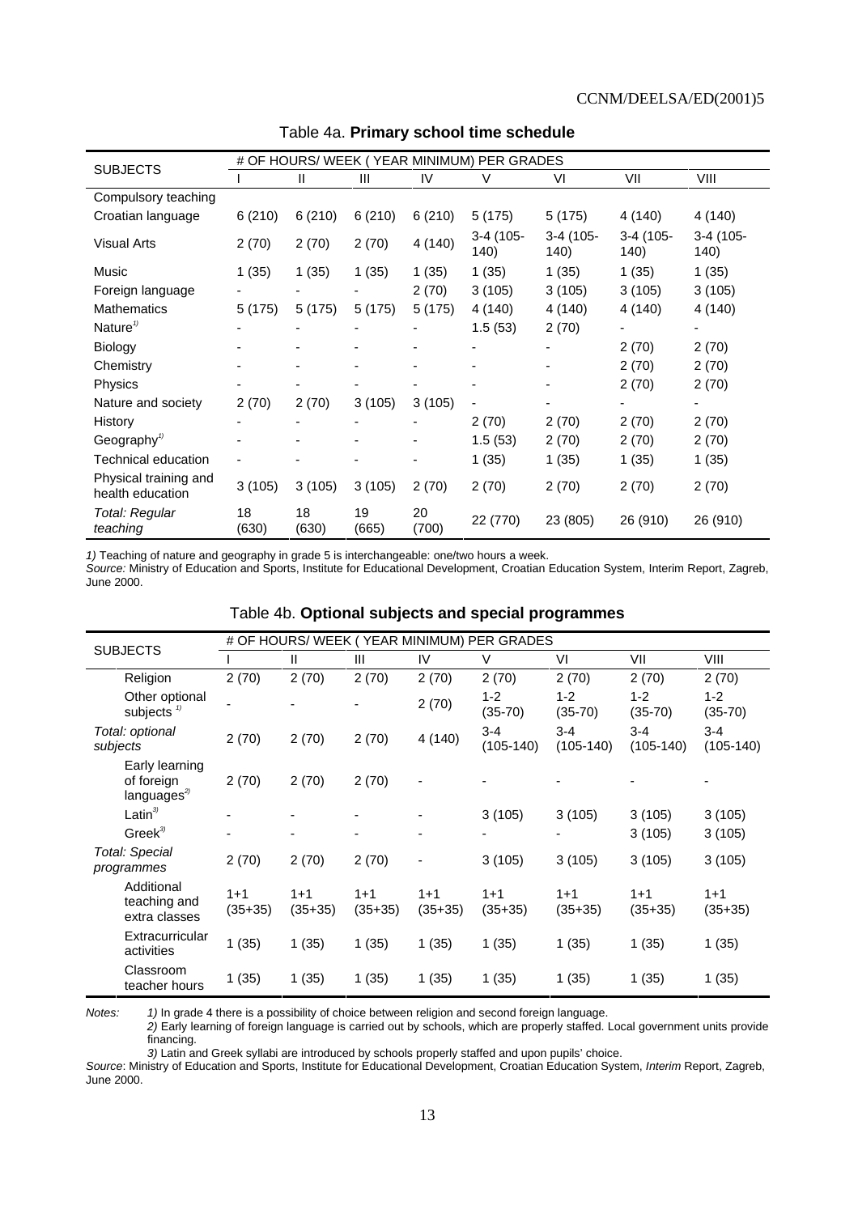Table 4a. **Primary school time schedule**

| SUBJECTS | # OF HOURS/ WEEK ( YEAR MINIMUM) PER GRADES | | | | | | | |
|---|---|---|---|---|---|---|---|---|
| | I | II | III | IV | V | VI | VII | VIII |
| Compulsory teaching | | | | | | | | |
| Croatian language | 6 (210) | 6 (210) | 6 (210) | 6 (210) | 5 (175) | 5 (175) | 4 (140) | 4 (140) |
| Visual Arts | 2 (70) | 2 (70) | 2 (70) | 4 (140) | 3-4 (105-140) | 3-4 (105-140) | 3-4 (105-140) | 3-4 (105-140) |
| Music | 1 (35) | 1 (35) | 1 (35) | 1 (35) | 1 (35) | 1 (35) | 1 (35) | 1 (35) |
| Foreign language | - | - | - | 2 (70) | 3 (105) | 3 (105) | 3 (105) | 3 (105) |
| Mathematics | 5 (175) | 5 (175) | 5 (175) | 5 (175) | 4 (140) | 4 (140) | 4 (140) | 4 (140) |
| Nature[1)] | - | - | - | - | 1.5 (53) | 2 (70) | - | - |
| Biology | - | - | - | - | - | - | 2 (70) | 2 (70) |
| Chemistry | - | - | - | - | - | - | 2 (70) | 2 (70) |
| Physics | - | - | - | - | - | - | 2 (70) | 2 (70) |
| Nature and society | 2 (70) | 2 (70) | 3 (105) | 3 (105) | - | - | - | - |
| History | - | - | - | - | 2 (70) | 2 (70) | 2 (70) | 2 (70) |
| Geography[1)] | - | - | - | - | 1.5 (53) | 2 (70) | 2 (70) | 2 (70) |
| Technical education | - | - | - | - | 1 (35) | 1 (35) | 1 (35) | 1 (35) |
| Physical training and health education | 3 (105) | 3 (105) | 3 (105) | 2 (70) | 2 (70) | 2 (70) | 2 (70) | 2 (70) |
| *Total: Regular teaching* | 18 (630) | 18 (630) | 19 (665) | 20 (700) | 22 (770) | 23 (805) | 26 (910) | 26 (910) |

*1)* Teaching of nature and geography in grade 5 is interchangeable: one/two hours a week.
*Source:* Ministry of Education and Sports, Institute for Educational Development, Croatian Education System, Interim Report, Zagreb, June 2000.

Table 4b. **Optional subjects and special programmes**

| SUBJECTS | # OF HOURS/ WEEK ( YEAR MINIMUM) PER GRADES | | | | | | | |
|---|---|---|---|---|---|---|---|---|
| | I | II | III | IV | V | VI | VII | VIII |
| Religion | 2 (70) | 2 (70) | 2 (70) | 2 (70) | 2 (70) | 2 (70) | 2 (70) | 2 (70) |
| Other optional subjects [1)] | - | - | - | 2 (70) | 1-2 (35-70) | 1-2 (35-70) | 1-2 (35-70) | 1-2 (35-70) |
| *Total: optional subjects* | 2 (70) | 2 (70) | 2 (70) | 4 (140) | 3-4 (105-140) | 3-4 (105-140) | 3-4 (105-140) | 3-4 (105-140) |
| Early learning of foreign languages[2)] | 2 (70) | 2 (70) | 2 (70) | - | - | - | - | - |
| Latin[3)] | - | - | - | - | 3 (105) | 3 (105) | 3 (105) | 3 (105) |
| Greek[3)] | - | - | - | - | - | - | 3 (105) | 3 (105) |
| *Total: Special programmes* | 2 (70) | 2 (70) | 2 (70) | - | 3 (105) | 3 (105) | 3 (105) | 3 (105) |
| Additional teaching and extra classes | 1+1 (35+35) | 1+1 (35+35) | 1+1 (35+35) | 1+1 (35+35) | 1+1 (35+35) | 1+1 (35+35) | 1+1 (35+35) | 1+1 (35+35) |
| Extracurricular activities | 1 (35) | 1 (35) | 1 (35) | 1 (35) | 1 (35) | 1 (35) | 1 (35) | 1 (35) |
| Classroom teacher hours | 1 (35) | 1 (35) | 1 (35) | 1 (35) | 1 (35) | 1 (35) | 1 (35) | 1 (35) |

*Notes:* *1)* In grade 4 there is a possibility of choice between religion and second foreign language.
*2)* Early learning of foreign language is carried out by schools, which are properly staffed. Local government units provide financing.
*3)* Latin and Greek syllabi are introduced by schools properly staffed and upon pupils' choice.
*Source*: Ministry of Education and Sports, Institute for Educational Development, Croatian Education System, *Interim* Report, Zagreb, June 2000.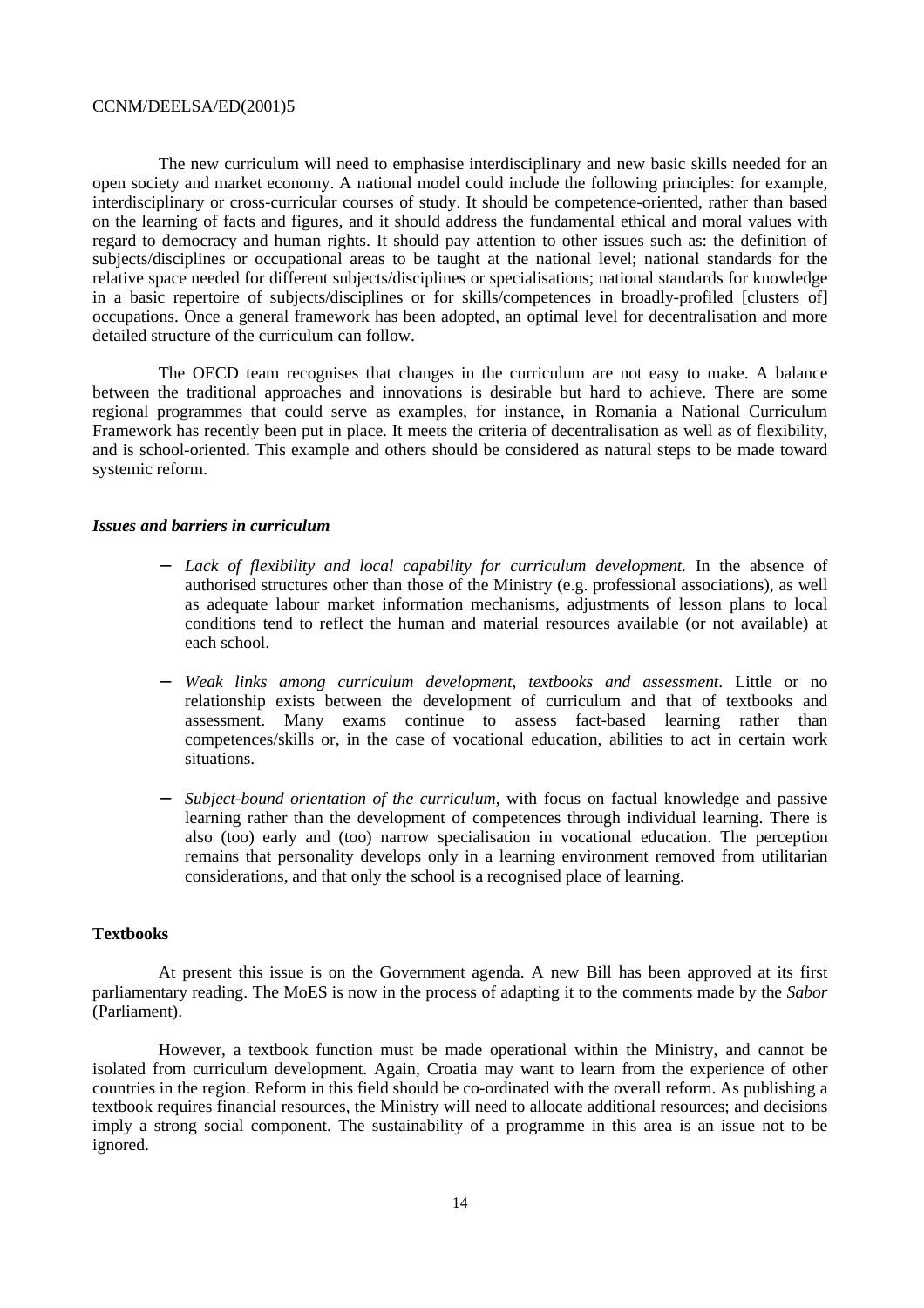The new curriculum will need to emphasise interdisciplinary and new basic skills needed for an open society and market economy. A national model could include the following principles: for example, interdisciplinary or cross-curricular courses of study. It should be competence-oriented, rather than based on the learning of facts and figures, and it should address the fundamental ethical and moral values with regard to democracy and human rights. It should pay attention to other issues such as: the definition of subjects/disciplines or occupational areas to be taught at the national level; national standards for the relative space needed for different subjects/disciplines or specialisations; national standards for knowledge in a basic repertoire of subjects/disciplines or for skills/competences in broadly-profiled [clusters of] occupations. Once a general framework has been adopted, an optimal level for decentralisation and more detailed structure of the curriculum can follow.

The OECD team recognises that changes in the curriculum are not easy to make. A balance between the traditional approaches and innovations is desirable but hard to achieve. There are some regional programmes that could serve as examples, for instance, in Romania a National Curriculum Framework has recently been put in place. It meets the criteria of decentralisation as well as of flexibility, and is school-oriented. This example and others should be considered as natural steps to be made toward systemic reform.

### *Issues and barriers in curriculum*

- *Lack of flexibility and local capability for curriculum development.* In the absence of authorised structures other than those of the Ministry (e.g. professional associations), as well as adequate labour market information mechanisms, adjustments of lesson plans to local conditions tend to reflect the human and material resources available (or not available) at each school.

- *Weak links among curriculum development, textbooks and assessment*. Little or no relationship exists between the development of curriculum and that of textbooks and assessment. Many exams continue to assess fact-based learning rather than competences/skills or, in the case of vocational education, abilities to act in certain work situations.

- *Subject-bound orientation of the curriculum*, with focus on factual knowledge and passive learning rather than the development of competences through individual learning. There is also (too) early and (too) narrow specialisation in vocational education. The perception remains that personality develops only in a learning environment removed from utilitarian considerations, and that only the school is a recognised place of learning.

## **Textbooks**

At present this issue is on the Government agenda. A new Bill has been approved at its first parliamentary reading. The MoES is now in the process of adapting it to the comments made by the *Sabor* (Parliament).

However, a textbook function must be made operational within the Ministry, and cannot be isolated from curriculum development. Again, Croatia may want to learn from the experience of other countries in the region. Reform in this field should be co-ordinated with the overall reform. As publishing a textbook requires financial resources, the Ministry will need to allocate additional resources; and decisions imply a strong social component. The sustainability of a programme in this area is an issue not to be ignored.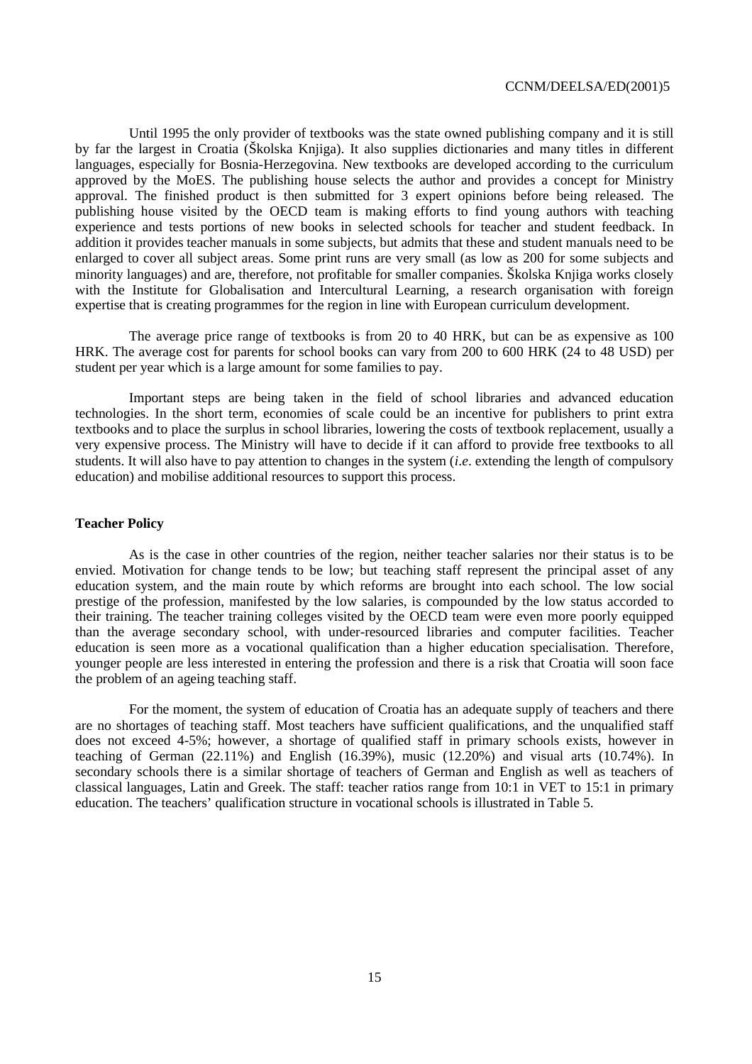Until 1995 the only provider of textbooks was the state owned publishing company and it is still by far the largest in Croatia (Školska Knjiga). It also supplies dictionaries and many titles in different languages, especially for Bosnia-Herzegovina. New textbooks are developed according to the curriculum approved by the MoES. The publishing house selects the author and provides a concept for Ministry approval. The finished product is then submitted for 3 expert opinions before being released. The publishing house visited by the OECD team is making efforts to find young authors with teaching experience and tests portions of new books in selected schools for teacher and student feedback. In addition it provides teacher manuals in some subjects, but admits that these and student manuals need to be enlarged to cover all subject areas. Some print runs are very small (as low as 200 for some subjects and minority languages) and are, therefore, not profitable for smaller companies. Školska Knjiga works closely with the Institute for Globalisation and Intercultural Learning, a research organisation with foreign expertise that is creating programmes for the region in line with European curriculum development.

The average price range of textbooks is from 20 to 40 HRK, but can be as expensive as 100 HRK. The average cost for parents for school books can vary from 200 to 600 HRK (24 to 48 USD) per student per year which is a large amount for some families to pay.

Important steps are being taken in the field of school libraries and advanced education technologies. In the short term, economies of scale could be an incentive for publishers to print extra textbooks and to place the surplus in school libraries, lowering the costs of textbook replacement, usually a very expensive process. The Ministry will have to decide if it can afford to provide free textbooks to all students. It will also have to pay attention to changes in the system (*i.e*. extending the length of compulsory education) and mobilise additional resources to support this process.

**Teacher Policy**

As is the case in other countries of the region, neither teacher salaries nor their status is to be envied. Motivation for change tends to be low; but teaching staff represent the principal asset of any education system, and the main route by which reforms are brought into each school. The low social prestige of the profession, manifested by the low salaries, is compounded by the low status accorded to their training. The teacher training colleges visited by the OECD team were even more poorly equipped than the average secondary school, with under-resourced libraries and computer facilities. Teacher education is seen more as a vocational qualification than a higher education specialisation. Therefore, younger people are less interested in entering the profession and there is a risk that Croatia will soon face the problem of an ageing teaching staff.

For the moment, the system of education of Croatia has an adequate supply of teachers and there are no shortages of teaching staff. Most teachers have sufficient qualifications, and the unqualified staff does not exceed 4-5%; however, a shortage of qualified staff in primary schools exists, however in teaching of German (22.11%) and English (16.39%), music (12.20%) and visual arts (10.74%). In secondary schools there is a similar shortage of teachers of German and English as well as teachers of classical languages, Latin and Greek. The staff: teacher ratios range from 10:1 in VET to 15:1 in primary education. The teachers' qualification structure in vocational schools is illustrated in Table 5.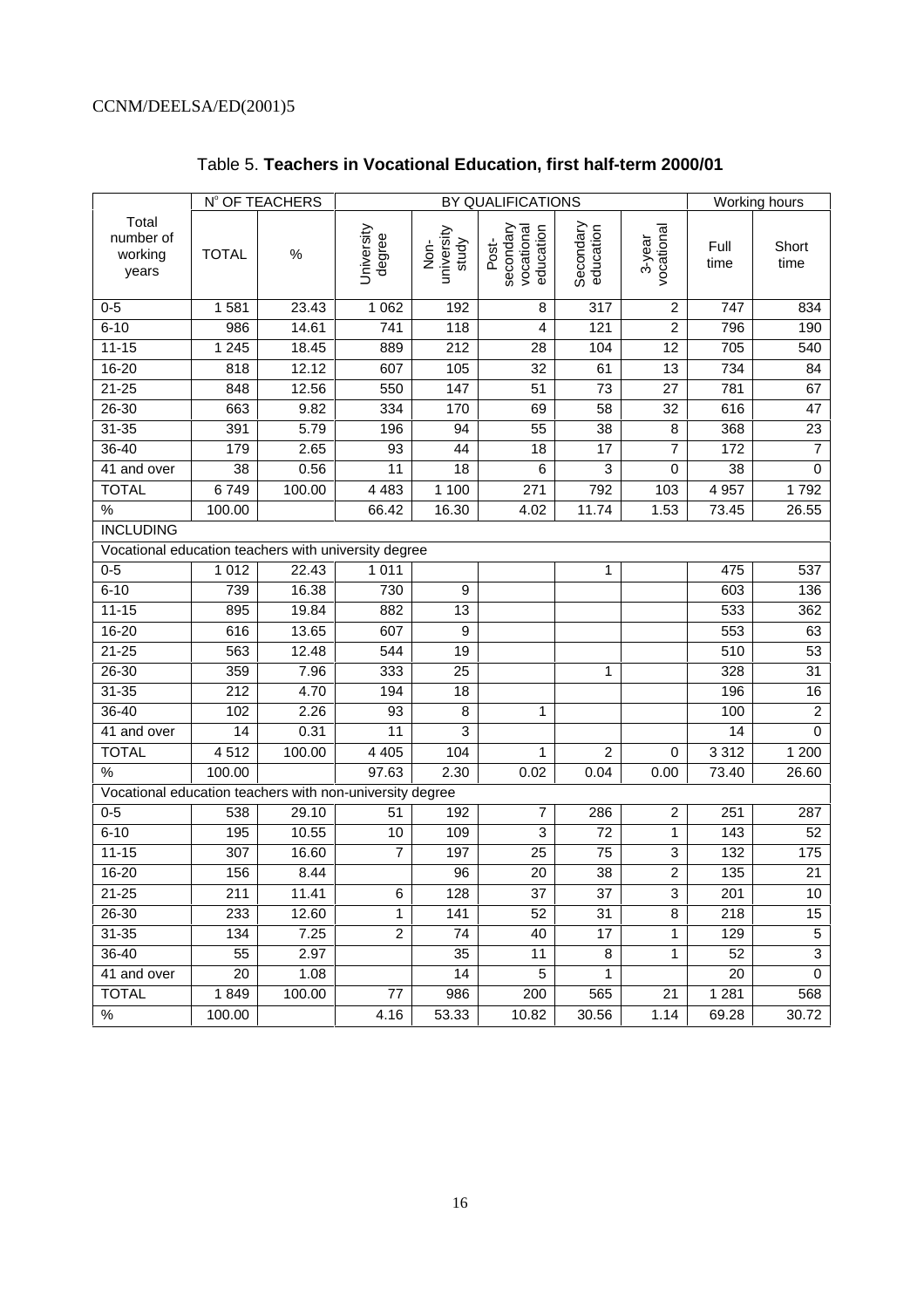Table 5. **Teachers in Vocational Education, first half-term 2000/01**

| | N° OF TEACHERS | | BY QUALIFICATIONS | | | | | Working hours | |
|---|---|---|---|---|---|---|---|---|---|
| Total number of working years | TOTAL | % | University degree | Non-university study | Post-secondary vocational education | Secondary education | 3-year vocational | Full time | Short time |
| 0-5 | 1 581 | 23.43 | 1 062 | 192 | 8 | 317 | 2 | 747 | 834 |
| 6-10 | 986 | 14.61 | 741 | 118 | 4 | 121 | 2 | 796 | 190 |
| 11-15 | 1 245 | 18.45 | 889 | 212 | 28 | 104 | 12 | 705 | 540 |
| 16-20 | 818 | 12.12 | 607 | 105 | 32 | 61 | 13 | 734 | 84 |
| 21-25 | 848 | 12.56 | 550 | 147 | 51 | 73 | 27 | 781 | 67 |
| 26-30 | 663 | 9.82 | 334 | 170 | 69 | 58 | 32 | 616 | 47 |
| 31-35 | 391 | 5.79 | 196 | 94 | 55 | 38 | 8 | 368 | 23 |
| 36-40 | 179 | 2.65 | 93 | 44 | 18 | 17 | 7 | 172 | 7 |
| 41 and over | 38 | 0.56 | 11 | 18 | 6 | 3 | 0 | 38 | 0 |
| TOTAL | 6 749 | 100.00 | 4 483 | 1 100 | 271 | 792 | 103 | 4 957 | 1 792 |
| % | 100.00 | | 66.42 | 16.30 | 4.02 | 11.74 | 1.53 | 73.45 | 26.55 |
| INCLUDING | | | | | | | | | |
| Vocational education teachers with university degree | | | | | | | | | |
| 0-5 | 1 012 | 22.43 | 1 011 | | | 1 | | 475 | 537 |
| 6-10 | 739 | 16.38 | 730 | 9 | | | | 603 | 136 |
| 11-15 | 895 | 19.84 | 882 | 13 | | | | 533 | 362 |
| 16-20 | 616 | 13.65 | 607 | 9 | | | | 553 | 63 |
| 21-25 | 563 | 12.48 | 544 | 19 | | | | 510 | 53 |
| 26-30 | 359 | 7.96 | 333 | 25 | | 1 | | 328 | 31 |
| 31-35 | 212 | 4.70 | 194 | 18 | | | | 196 | 16 |
| 36-40 | 102 | 2.26 | 93 | 8 | 1 | | | 100 | 2 |
| 41 and over | 14 | 0.31 | 11 | 3 | | | | 14 | 0 |
| TOTAL | 4 512 | 100.00 | 4 405 | 104 | 1 | 2 | 0 | 3 312 | 1 200 |
| % | 100.00 | | 97.63 | 2.30 | 0.02 | 0.04 | 0.00 | 73.40 | 26.60 |
| Vocational education teachers with non-university degree | | | | | | | | | |
| 0-5 | 538 | 29.10 | 51 | 192 | 7 | 286 | 2 | 251 | 287 |
| 6-10 | 195 | 10.55 | 10 | 109 | 3 | 72 | 1 | 143 | 52 |
| 11-15 | 307 | 16.60 | 7 | 197 | 25 | 75 | 3 | 132 | 175 |
| 16-20 | 156 | 8.44 | | 96 | 20 | 38 | 2 | 135 | 21 |
| 21-25 | 211 | 11.41 | 6 | 128 | 37 | 37 | 3 | 201 | 10 |
| 26-30 | 233 | 12.60 | 1 | 141 | 52 | 31 | 8 | 218 | 15 |
| 31-35 | 134 | 7.25 | 2 | 74 | 40 | 17 | 1 | 129 | 5 |
| 36-40 | 55 | 2.97 | | 35 | 11 | 8 | 1 | 52 | 3 |
| 41 and over | 20 | 1.08 | | 14 | 5 | 1 | | 20 | 0 |
| TOTAL | 1 849 | 100.00 | 77 | 986 | 200 | 565 | 21 | 1 281 | 568 |
| % | 100.00 | | 4.16 | 53.33 | 10.82 | 30.56 | 1.14 | 69.28 | 30.72 |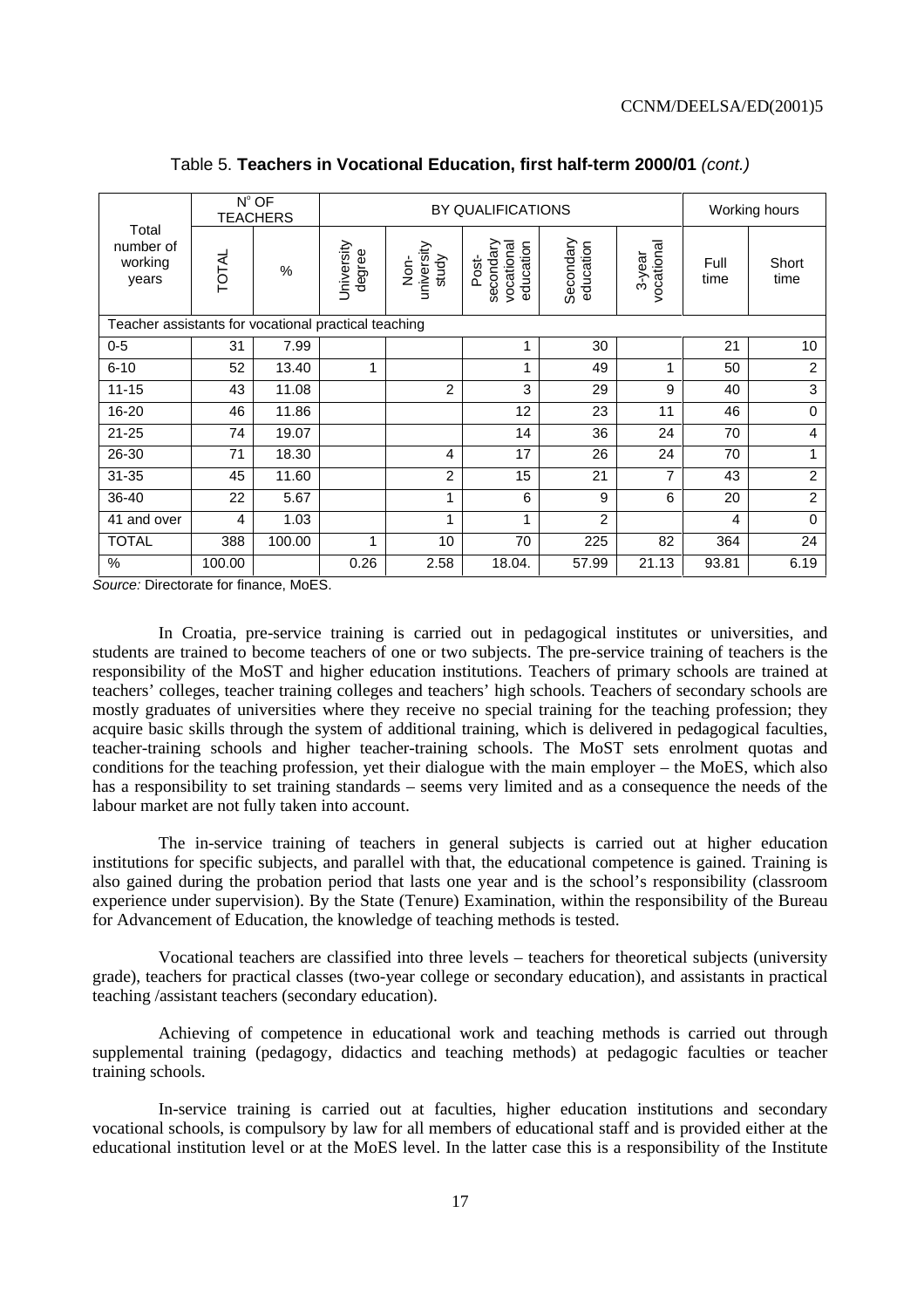Table 5. **Teachers in Vocational Education, first half-term 2000/01** *(cont.)*

| Total number of working years | N° OF TEACHERS | | BY QUALIFICATIONS | | | | | Working hours | |
|---|---|---|---|---|---|---|---|---|---|
| | TOTAL | % | University degree | Non-university study | Post-secondary vocational education | Secondary education | 3-year vocational | Full time | Short time |
| Teacher assistants for vocational practical teaching | | | | | | | | | |
| 0-5 | 31 | 7.99 | | | 1 | 30 | | 21 | 10 |
| 6-10 | 52 | 13.40 | 1 | | 1 | 49 | 1 | 50 | 2 |
| 11-15 | 43 | 11.08 | | 2 | 3 | 29 | 9 | 40 | 3 |
| 16-20 | 46 | 11.86 | | | 12 | 23 | 11 | 46 | 0 |
| 21-25 | 74 | 19.07 | | | 14 | 36 | 24 | 70 | 4 |
| 26-30 | 71 | 18.30 | | 4 | 17 | 26 | 24 | 70 | 1 |
| 31-35 | 45 | 11.60 | | 2 | 15 | 21 | 7 | 43 | 2 |
| 36-40 | 22 | 5.67 | | 1 | 6 | 9 | 6 | 20 | 2 |
| 41 and over | 4 | 1.03 | | 1 | 1 | 2 | | 4 | 0 |
| TOTAL | 388 | 100.00 | 1 | 10 | 70 | 225 | 82 | 364 | 24 |
| % | 100.00 | | 0.26 | 2.58 | 18.04. | 57.99 | 21.13 | 93.81 | 6.19 |

*Source:* Directorate for finance, MoES.

In Croatia, pre-service training is carried out in pedagogical institutes or universities, and students are trained to become teachers of one or two subjects. The pre-service training of teachers is the responsibility of the MoST and higher education institutions. Teachers of primary schools are trained at teachers' colleges, teacher training colleges and teachers' high schools. Teachers of secondary schools are mostly graduates of universities where they receive no special training for the teaching profession; they acquire basic skills through the system of additional training, which is delivered in pedagogical faculties, teacher-training schools and higher teacher-training schools. The MoST sets enrolment quotas and conditions for the teaching profession, yet their dialogue with the main employer – the MoES, which also has a responsibility to set training standards – seems very limited and as a consequence the needs of the labour market are not fully taken into account.

The in-service training of teachers in general subjects is carried out at higher education institutions for specific subjects, and parallel with that, the educational competence is gained. Training is also gained during the probation period that lasts one year and is the school's responsibility (classroom experience under supervision). By the State (Tenure) Examination, within the responsibility of the Bureau for Advancement of Education, the knowledge of teaching methods is tested.

Vocational teachers are classified into three levels – teachers for theoretical subjects (university grade), teachers for practical classes (two-year college or secondary education), and assistants in practical teaching /assistant teachers (secondary education).

Achieving of competence in educational work and teaching methods is carried out through supplemental training (pedagogy, didactics and teaching methods) at pedagogic faculties or teacher training schools.

In-service training is carried out at faculties, higher education institutions and secondary vocational schools, is compulsory by law for all members of educational staff and is provided either at the educational institution level or at the MoES level. In the latter case this is a responsibility of the Institute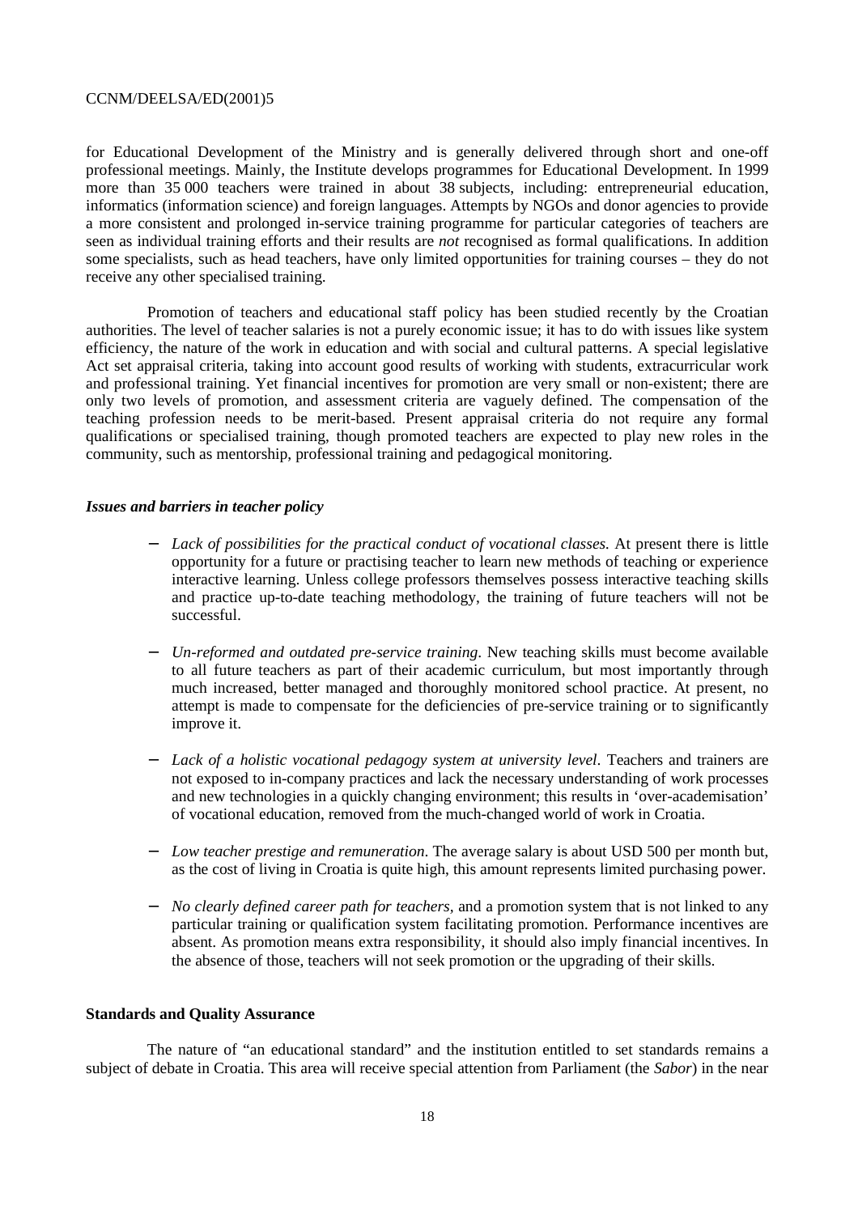for Educational Development of the Ministry and is generally delivered through short and one-off professional meetings. Mainly, the Institute develops programmes for Educational Development. In 1999 more than 35 000 teachers were trained in about 38 subjects, including: entrepreneurial education, informatics (information science) and foreign languages. Attempts by NGOs and donor agencies to provide a more consistent and prolonged in-service training programme for particular categories of teachers are seen as individual training efforts and their results are *not* recognised as formal qualifications. In addition some specialists, such as head teachers, have only limited opportunities for training courses – they do not receive any other specialised training.

Promotion of teachers and educational staff policy has been studied recently by the Croatian authorities. The level of teacher salaries is not a purely economic issue; it has to do with issues like system efficiency, the nature of the work in education and with social and cultural patterns. A special legislative Act set appraisal criteria, taking into account good results of working with students, extracurricular work and professional training. Yet financial incentives for promotion are very small or non-existent; there are only two levels of promotion, and assessment criteria are vaguely defined. The compensation of the teaching profession needs to be merit-based. Present appraisal criteria do not require any formal qualifications or specialised training, though promoted teachers are expected to play new roles in the community, such as mentorship, professional training and pedagogical monitoring.

### *Issues and barriers in teacher policy*

- *Lack of possibilities for the practical conduct of vocational classes.* At present there is little opportunity for a future or practising teacher to learn new methods of teaching or experience interactive learning. Unless college professors themselves possess interactive teaching skills and practice up-to-date teaching methodology, the training of future teachers will not be successful.

- *Un-reformed and outdated pre-service training*. New teaching skills must become available to all future teachers as part of their academic curriculum, but most importantly through much increased, better managed and thoroughly monitored school practice. At present, no attempt is made to compensate for the deficiencies of pre-service training or to significantly improve it.

- *Lack of a holistic vocational pedagogy system at university level*. Teachers and trainers are not exposed to in-company practices and lack the necessary understanding of work processes and new technologies in a quickly changing environment; this results in 'over-academisation' of vocational education, removed from the much-changed world of work in Croatia.

- *Low teacher prestige and remuneration*. The average salary is about USD 500 per month but, as the cost of living in Croatia is quite high, this amount represents limited purchasing power.

- *No clearly defined career path for teachers,* and a promotion system that is not linked to any particular training or qualification system facilitating promotion. Performance incentives are absent. As promotion means extra responsibility, it should also imply financial incentives. In the absence of those, teachers will not seek promotion or the upgrading of their skills.

## Standards and Quality Assurance

The nature of "an educational standard" and the institution entitled to set standards remains a subject of debate in Croatia. This area will receive special attention from Parliament (the *Sabor*) in the near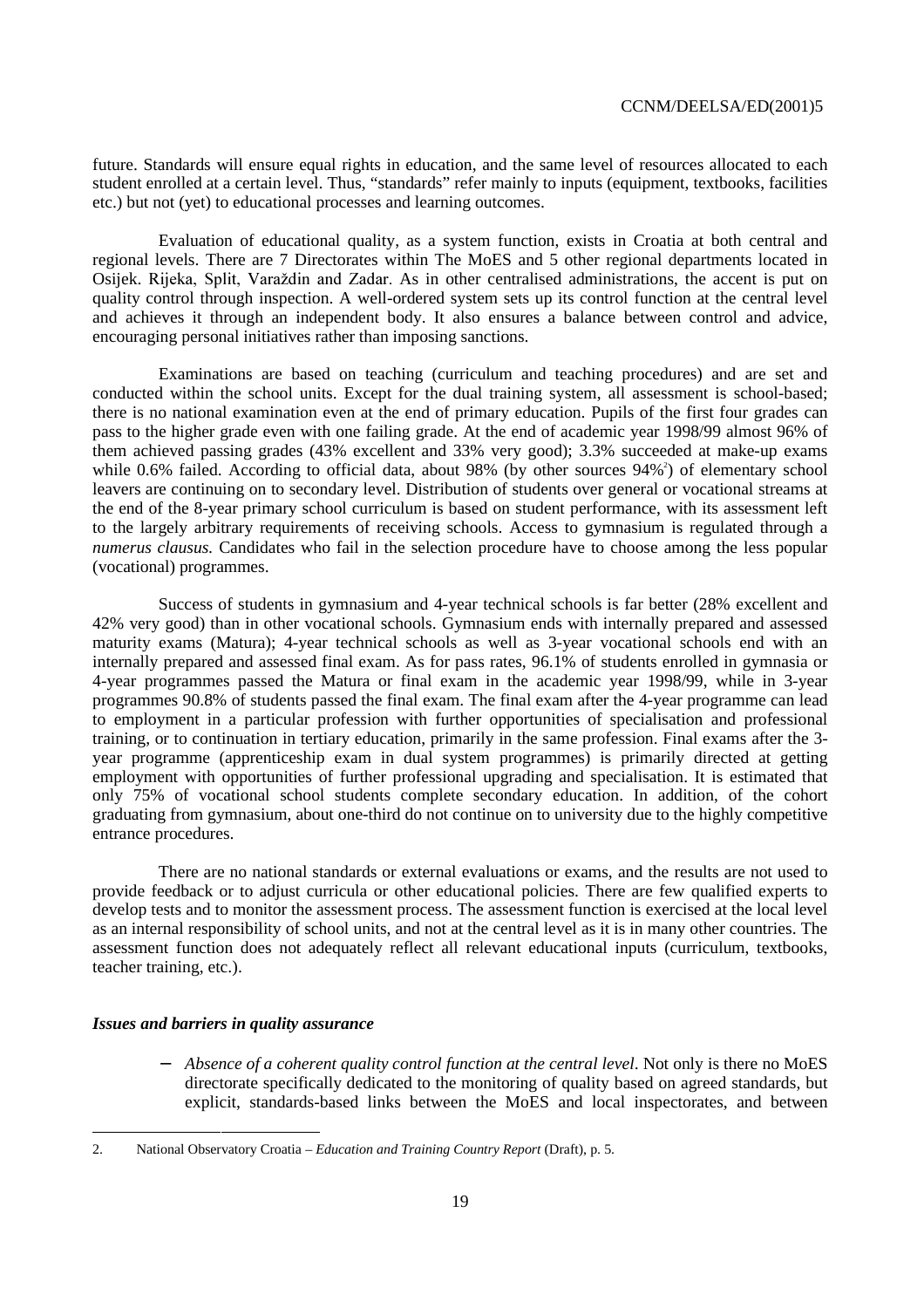future. Standards will ensure equal rights in education, and the same level of resources allocated to each student enrolled at a certain level. Thus, "standards" refer mainly to inputs (equipment, textbooks, facilities etc.) but not (yet) to educational processes and learning outcomes.

Evaluation of educational quality, as a system function, exists in Croatia at both central and regional levels. There are 7 Directorates within The MoES and 5 other regional departments located in Osijek. Rijeka, Split, Varaždin and Zadar. As in other centralised administrations, the accent is put on quality control through inspection. A well-ordered system sets up its control function at the central level and achieves it through an independent body. It also ensures a balance between control and advice, encouraging personal initiatives rather than imposing sanctions.

Examinations are based on teaching (curriculum and teaching procedures) and are set and conducted within the school units. Except for the dual training system, all assessment is school-based; there is no national examination even at the end of primary education. Pupils of the first four grades can pass to the higher grade even with one failing grade. At the end of academic year 1998/99 almost 96% of them achieved passing grades (43% excellent and 33% very good); 3.3% succeeded at make-up exams while 0.6% failed. According to official data, about 98% (by other sources 94%[2]) of elementary school leavers are continuing on to secondary level. Distribution of students over general or vocational streams at the end of the 8-year primary school curriculum is based on student performance, with its assessment left to the largely arbitrary requirements of receiving schools. Access to gymnasium is regulated through a *numerus clausus.* Candidates who fail in the selection procedure have to choose among the less popular (vocational) programmes.

Success of students in gymnasium and 4-year technical schools is far better (28% excellent and 42% very good) than in other vocational schools. Gymnasium ends with internally prepared and assessed maturity exams (Matura); 4-year technical schools as well as 3-year vocational schools end with an internally prepared and assessed final exam. As for pass rates, 96.1% of students enrolled in gymnasia or 4-year programmes passed the Matura or final exam in the academic year 1998/99, while in 3-year programmes 90.8% of students passed the final exam. The final exam after the 4-year programme can lead to employment in a particular profession with further opportunities of specialisation and professional training, or to continuation in tertiary education, primarily in the same profession. Final exams after the 3-year programme (apprenticeship exam in dual system programmes) is primarily directed at getting employment with opportunities of further professional upgrading and specialisation. It is estimated that only 75% of vocational school students complete secondary education. In addition, of the cohort graduating from gymnasium, about one-third do not continue on to university due to the highly competitive entrance procedures.

There are no national standards or external evaluations or exams, and the results are not used to provide feedback or to adjust curricula or other educational policies. There are few qualified experts to develop tests and to monitor the assessment process. The assessment function is exercised at the local level as an internal responsibility of school units, and not at the central level as it is in many other countries. The assessment function does not adequately reflect all relevant educational inputs (curriculum, textbooks, teacher training, etc.).

### *Issues and barriers in quality assurance*

- *Absence of a coherent quality control function at the central level*. Not only is there no MoES directorate specifically dedicated to the monitoring of quality based on agreed standards, but explicit, standards-based links between the MoES and local inspectorates, and between

---

2. National Observatory Croatia – *Education and Training Country Report* (Draft), p. 5.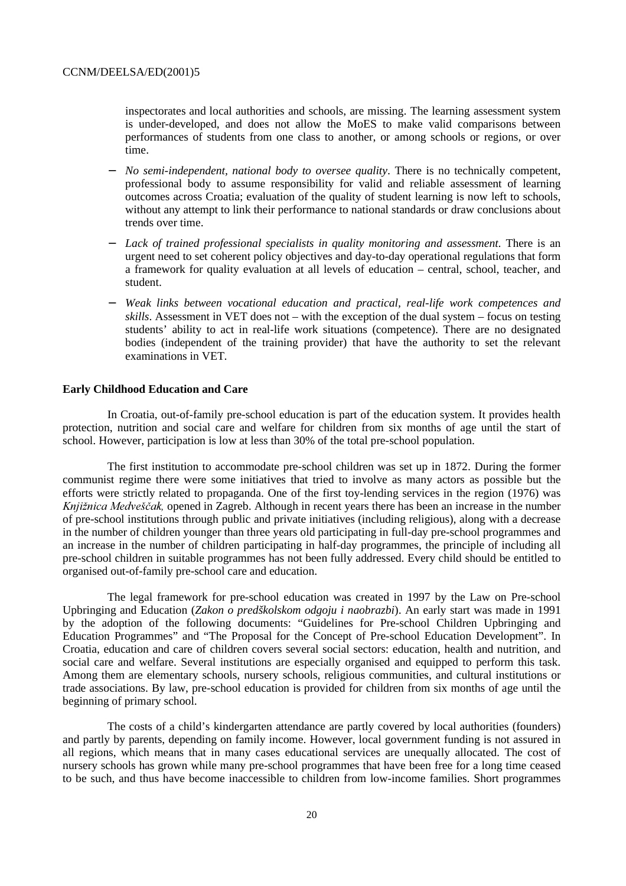inspectorates and local authorities and schools, are missing. The learning assessment system is under-developed, and does not allow the MoES to make valid comparisons between performances of students from one class to another, or among schools or regions, or over time.

- *No semi-independent, national body to oversee quality*. There is no technically competent, professional body to assume responsibility for valid and reliable assessment of learning outcomes across Croatia; evaluation of the quality of student learning is now left to schools, without any attempt to link their performance to national standards or draw conclusions about trends over time.
- *Lack of trained professional specialists in quality monitoring and assessment*. There is an urgent need to set coherent policy objectives and day-to-day operational regulations that form a framework for quality evaluation at all levels of education – central, school, teacher, and student.
- *Weak links between vocational education and practical, real-life work competences and skills*. Assessment in VET does not – with the exception of the dual system – focus on testing students' ability to act in real-life work situations (competence). There are no designated bodies (independent of the training provider) that have the authority to set the relevant examinations in VET.

**Early Childhood Education and Care**

In Croatia, out-of-family pre-school education is part of the education system. It provides health protection, nutrition and social care and welfare for children from six months of age until the start of school. However, participation is low at less than 30% of the total pre-school population.

The first institution to accommodate pre-school children was set up in 1872. During the former communist regime there were some initiatives that tried to involve as many actors as possible but the efforts were strictly related to propaganda. One of the first toy-lending services in the region (1976) was *Knjižnica Medveščak,* opened in Zagreb. Although in recent years there has been an increase in the number of pre-school institutions through public and private initiatives (including religious), along with a decrease in the number of children younger than three years old participating in full-day pre-school programmes and an increase in the number of children participating in half-day programmes, the principle of including all pre-school children in suitable programmes has not been fully addressed. Every child should be entitled to organised out-of-family pre-school care and education.

The legal framework for pre-school education was created in 1997 by the Law on Pre-school Upbringing and Education (*Zakon o predškolskom odgoju i naobrazbi*). An early start was made in 1991 by the adoption of the following documents: "Guidelines for Pre-school Children Upbringing and Education Programmes" and "The Proposal for the Concept of Pre-school Education Development". In Croatia, education and care of children covers several social sectors: education, health and nutrition, and social care and welfare. Several institutions are especially organised and equipped to perform this task. Among them are elementary schools, nursery schools, religious communities, and cultural institutions or trade associations. By law, pre-school education is provided for children from six months of age until the beginning of primary school.

The costs of a child's kindergarten attendance are partly covered by local authorities (founders) and partly by parents, depending on family income. However, local government funding is not assured in all regions, which means that in many cases educational services are unequally allocated. The cost of nursery schools has grown while many pre-school programmes that have been free for a long time ceased to be such, and thus have become inaccessible to children from low-income families. Short programmes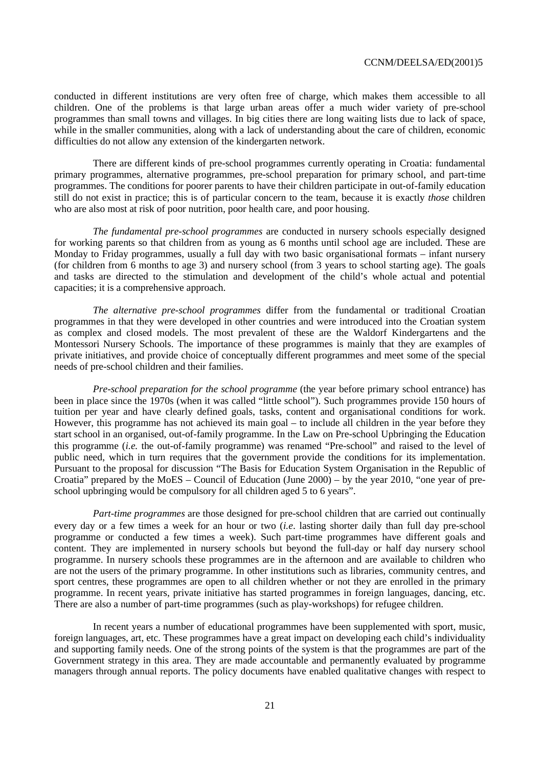conducted in different institutions are very often free of charge, which makes them accessible to all children. One of the problems is that large urban areas offer a much wider variety of pre-school programmes than small towns and villages. In big cities there are long waiting lists due to lack of space, while in the smaller communities, along with a lack of understanding about the care of children, economic difficulties do not allow any extension of the kindergarten network.

There are different kinds of pre-school programmes currently operating in Croatia: fundamental primary programmes, alternative programmes, pre-school preparation for primary school, and part-time programmes. The conditions for poorer parents to have their children participate in out-of-family education still do not exist in practice; this is of particular concern to the team, because it is exactly *those* children who are also most at risk of poor nutrition, poor health care, and poor housing.

*The fundamental pre-school programmes* are conducted in nursery schools especially designed for working parents so that children from as young as 6 months until school age are included. These are Monday to Friday programmes, usually a full day with two basic organisational formats – infant nursery (for children from 6 months to age 3) and nursery school (from 3 years to school starting age). The goals and tasks are directed to the stimulation and development of the child's whole actual and potential capacities; it is a comprehensive approach.

*The alternative pre-school programmes* differ from the fundamental or traditional Croatian programmes in that they were developed in other countries and were introduced into the Croatian system as complex and closed models. The most prevalent of these are the Waldorf Kindergartens and the Montessori Nursery Schools. The importance of these programmes is mainly that they are examples of private initiatives, and provide choice of conceptually different programmes and meet some of the special needs of pre-school children and their families.

*Pre-school preparation for the school programme* (the year before primary school entrance) has been in place since the 1970s (when it was called "little school"). Such programmes provide 150 hours of tuition per year and have clearly defined goals, tasks, content and organisational conditions for work. However, this programme has not achieved its main goal – to include all children in the year before they start school in an organised, out-of-family programme. In the Law on Pre-school Upbringing the Education this programme (*i.e.* the out-of-family programme) was renamed "Pre-school" and raised to the level of public need, which in turn requires that the government provide the conditions for its implementation. Pursuant to the proposal for discussion "The Basis for Education System Organisation in the Republic of Croatia" prepared by the MoES – Council of Education (June 2000) – by the year 2010, "one year of pre-school upbringing would be compulsory for all children aged 5 to 6 years".

*Part-time programmes* are those designed for pre-school children that are carried out continually every day or a few times a week for an hour or two (*i.e*. lasting shorter daily than full day pre-school programme or conducted a few times a week). Such part-time programmes have different goals and content. They are implemented in nursery schools but beyond the full-day or half day nursery school programme. In nursery schools these programmes are in the afternoon and are available to children who are not the users of the primary programme. In other institutions such as libraries, community centres, and sport centres, these programmes are open to all children whether or not they are enrolled in the primary programme. In recent years, private initiative has started programmes in foreign languages, dancing, etc. There are also a number of part-time programmes (such as play-workshops) for refugee children.

In recent years a number of educational programmes have been supplemented with sport, music, foreign languages, art, etc. These programmes have a great impact on developing each child's individuality and supporting family needs. One of the strong points of the system is that the programmes are part of the Government strategy in this area. They are made accountable and permanently evaluated by programme managers through annual reports. The policy documents have enabled qualitative changes with respect to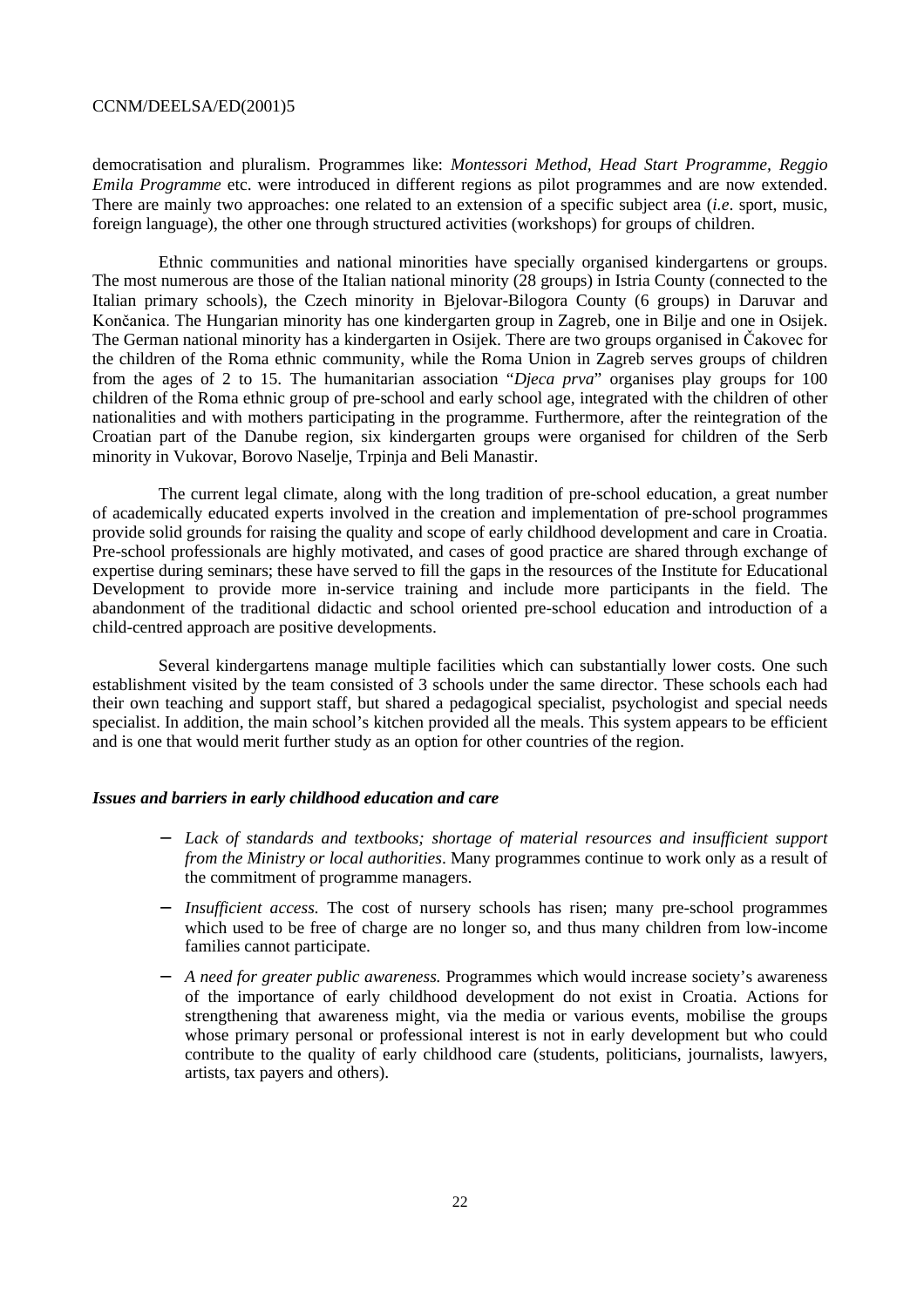democratisation and pluralism. Programmes like: *Montessori Method, Head Start Programme, Reggio Emila Programme* etc. were introduced in different regions as pilot programmes and are now extended. There are mainly two approaches: one related to an extension of a specific subject area (*i.e*. sport, music, foreign language), the other one through structured activities (workshops) for groups of children.

Ethnic communities and national minorities have specially organised kindergartens or groups. The most numerous are those of the Italian national minority (28 groups) in Istria County (connected to the Italian primary schools), the Czech minority in Bjelovar-Bilogora County (6 groups) in Daruvar and Končanica. The Hungarian minority has one kindergarten group in Zagreb, one in Bilje and one in Osijek. The German national minority has a kindergarten in Osijek. There are two groups organised in Čakovec for the children of the Roma ethnic community, while the Roma Union in Zagreb serves groups of children from the ages of 2 to 15. The humanitarian association "*Djeca prva*" organises play groups for 100 children of the Roma ethnic group of pre-school and early school age, integrated with the children of other nationalities and with mothers participating in the programme. Furthermore, after the reintegration of the Croatian part of the Danube region, six kindergarten groups were organised for children of the Serb minority in Vukovar, Borovo Naselje, Trpinja and Beli Manastir.

The current legal climate, along with the long tradition of pre-school education, a great number of academically educated experts involved in the creation and implementation of pre-school programmes provide solid grounds for raising the quality and scope of early childhood development and care in Croatia. Pre-school professionals are highly motivated, and cases of good practice are shared through exchange of expertise during seminars; these have served to fill the gaps in the resources of the Institute for Educational Development to provide more in-service training and include more participants in the field. The abandonment of the traditional didactic and school oriented pre-school education and introduction of a child-centred approach are positive developments.

Several kindergartens manage multiple facilities which can substantially lower costs. One such establishment visited by the team consisted of 3 schools under the same director. These schools each had their own teaching and support staff, but shared a pedagogical specialist, psychologist and special needs specialist. In addition, the main school's kitchen provided all the meals. This system appears to be efficient and is one that would merit further study as an option for other countries of the region.

***Issues and barriers in early childhood education and care***

- *Lack of standards and textbooks; shortage of material resources and insufficient support from the Ministry or local authorities*. Many programmes continue to work only as a result of the commitment of programme managers.
- *Insufficient access.* The cost of nursery schools has risen; many pre-school programmes which used to be free of charge are no longer so, and thus many children from low-income families cannot participate.
- *A need for greater public awareness.* Programmes which would increase society's awareness of the importance of early childhood development do not exist in Croatia. Actions for strengthening that awareness might, via the media or various events, mobilise the groups whose primary personal or professional interest is not in early development but who could contribute to the quality of early childhood care (students, politicians, journalists, lawyers, artists, tax payers and others).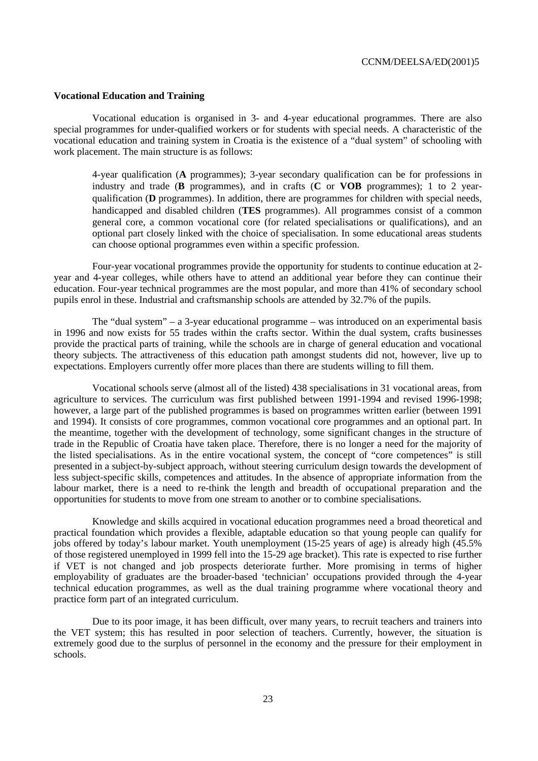**Vocational Education and Training**

Vocational education is organised in 3- and 4-year educational programmes. There are also special programmes for under-qualified workers or for students with special needs. A characteristic of the vocational education and training system in Croatia is the existence of a "dual system" of schooling with work placement. The main structure is as follows:

> 4-year qualification (**A** programmes); 3-year secondary qualification can be for professions in industry and trade (**B** programmes), and in crafts (**C** or **VOB** programmes); 1 to 2 year-qualification (**D** programmes). In addition, there are programmes for children with special needs, handicapped and disabled children (**TES** programmes). All programmes consist of a common general core, a common vocational core (for related specialisations or qualifications), and an optional part closely linked with the choice of specialisation. In some educational areas students can choose optional programmes even within a specific profession.

Four-year vocational programmes provide the opportunity for students to continue education at 2-year and 4-year colleges, while others have to attend an additional year before they can continue their education. Four-year technical programmes are the most popular, and more than 41% of secondary school pupils enrol in these. Industrial and craftsmanship schools are attended by 32.7% of the pupils.

The "dual system" – a 3-year educational programme – was introduced on an experimental basis in 1996 and now exists for 55 trades within the crafts sector. Within the dual system, crafts businesses provide the practical parts of training, while the schools are in charge of general education and vocational theory subjects. The attractiveness of this education path amongst students did not, however, live up to expectations. Employers currently offer more places than there are students willing to fill them.

Vocational schools serve (almost all of the listed) 438 specialisations in 31 vocational areas, from agriculture to services. The curriculum was first published between 1991-1994 and revised 1996-1998; however, a large part of the published programmes is based on programmes written earlier (between 1991 and 1994). It consists of core programmes, common vocational core programmes and an optional part. In the meantime, together with the development of technology, some significant changes in the structure of trade in the Republic of Croatia have taken place. Therefore, there is no longer a need for the majority of the listed specialisations. As in the entire vocational system, the concept of "core competences" is still presented in a subject-by-subject approach, without steering curriculum design towards the development of less subject-specific skills, competences and attitudes. In the absence of appropriate information from the labour market, there is a need to re-think the length and breadth of occupational preparation and the opportunities for students to move from one stream to another or to combine specialisations.

Knowledge and skills acquired in vocational education programmes need a broad theoretical and practical foundation which provides a flexible, adaptable education so that young people can qualify for jobs offered by today's labour market. Youth unemployment (15-25 years of age) is already high (45.5% of those registered unemployed in 1999 fell into the 15-29 age bracket). This rate is expected to rise further if VET is not changed and job prospects deteriorate further. More promising in terms of higher employability of graduates are the broader-based 'technician' occupations provided through the 4-year technical education programmes, as well as the dual training programme where vocational theory and practice form part of an integrated curriculum.

Due to its poor image, it has been difficult, over many years, to recruit teachers and trainers into the VET system; this has resulted in poor selection of teachers. Currently, however, the situation is extremely good due to the surplus of personnel in the economy and the pressure for their employment in schools.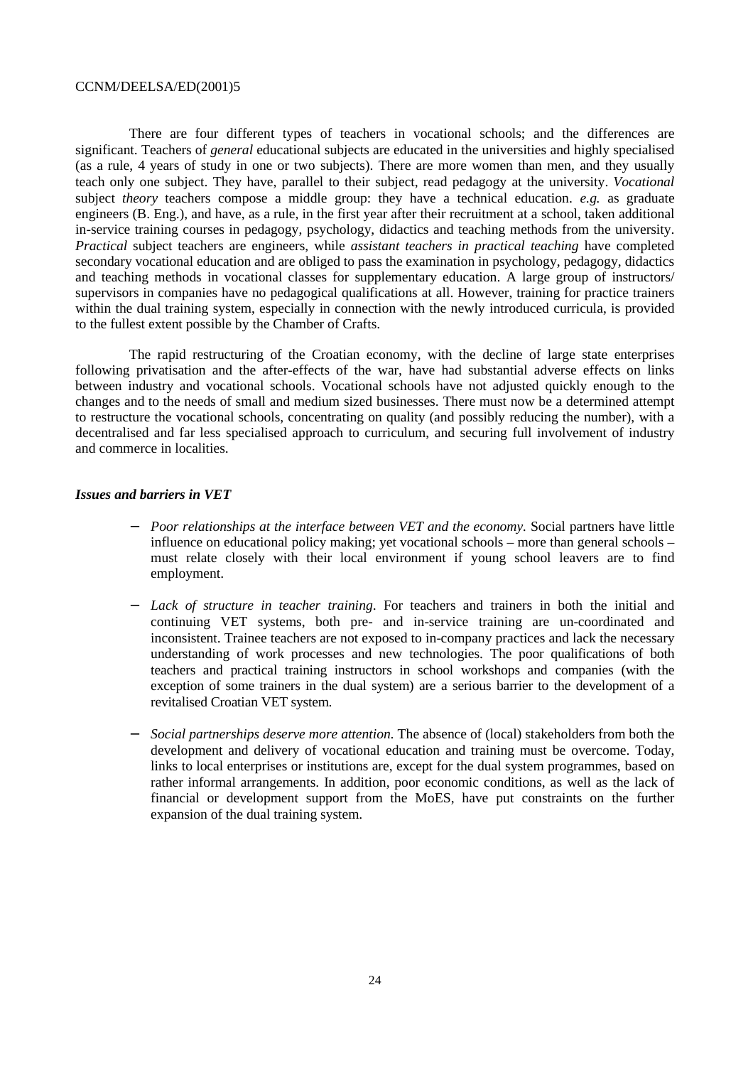There are four different types of teachers in vocational schools; and the differences are significant. Teachers of *general* educational subjects are educated in the universities and highly specialised (as a rule, 4 years of study in one or two subjects). There are more women than men, and they usually teach only one subject. They have, parallel to their subject, read pedagogy at the university. *Vocational* subject *theory* teachers compose a middle group: they have a technical education. *e.g.* as graduate engineers (B. Eng.), and have, as a rule, in the first year after their recruitment at a school, taken additional in-service training courses in pedagogy, psychology, didactics and teaching methods from the university. *Practical* subject teachers are engineers, while *assistant teachers in practical teaching* have completed secondary vocational education and are obliged to pass the examination in psychology, pedagogy, didactics and teaching methods in vocational classes for supplementary education. A large group of instructors/ supervisors in companies have no pedagogical qualifications at all. However, training for practice trainers within the dual training system, especially in connection with the newly introduced curricula, is provided to the fullest extent possible by the Chamber of Crafts.

The rapid restructuring of the Croatian economy, with the decline of large state enterprises following privatisation and the after-effects of the war, have had substantial adverse effects on links between industry and vocational schools. Vocational schools have not adjusted quickly enough to the changes and to the needs of small and medium sized businesses. There must now be a determined attempt to restructure the vocational schools, concentrating on quality (and possibly reducing the number), with a decentralised and far less specialised approach to curriculum, and securing full involvement of industry and commerce in localities.

### *Issues and barriers in VET*

- *Poor relationships at the interface between VET and the economy.* Social partners have little influence on educational policy making; yet vocational schools – more than general schools – must relate closely with their local environment if young school leavers are to find employment.
- *Lack of structure in teacher training.* For teachers and trainers in both the initial and continuing VET systems, both pre- and in-service training are un-coordinated and inconsistent. Trainee teachers are not exposed to in-company practices and lack the necessary understanding of work processes and new technologies. The poor qualifications of both teachers and practical training instructors in school workshops and companies (with the exception of some trainers in the dual system) are a serious barrier to the development of a revitalised Croatian VET system.
- *Social partnerships deserve more attention.* The absence of (local) stakeholders from both the development and delivery of vocational education and training must be overcome. Today, links to local enterprises or institutions are, except for the dual system programmes, based on rather informal arrangements. In addition, poor economic conditions, as well as the lack of financial or development support from the MoES, have put constraints on the further expansion of the dual training system.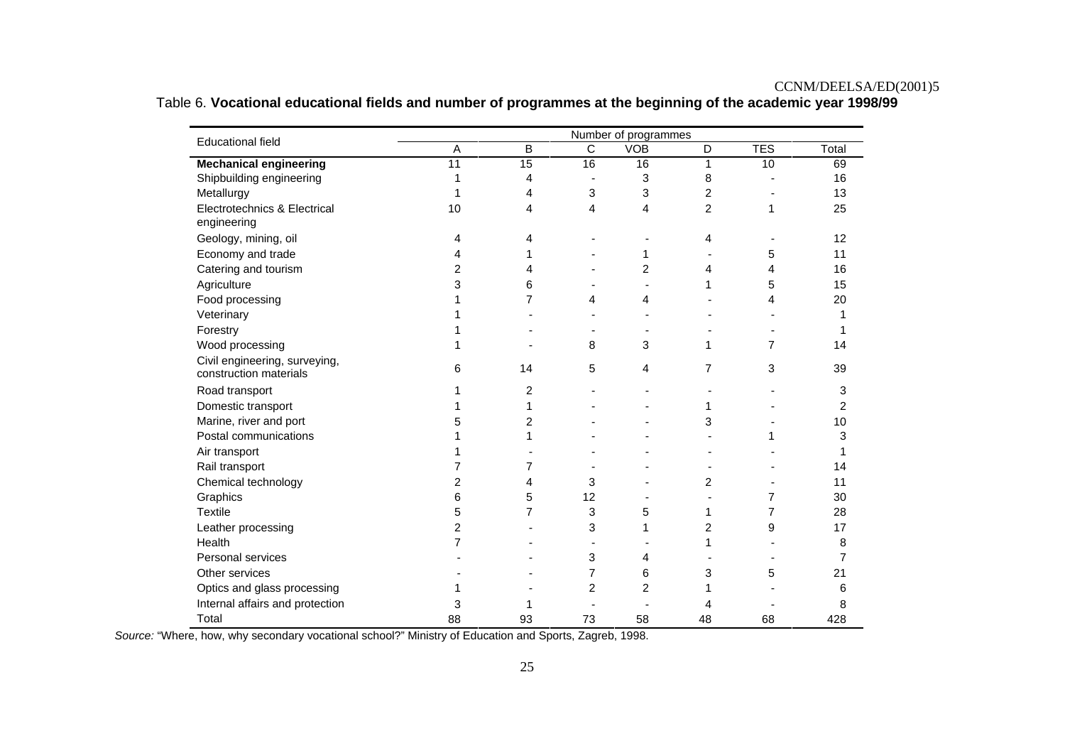Table 6. **Vocational educational fields and number of programmes at the beginning of the academic year 1998/99**

| Educational field | Number of programmes | | | | | | |
|---|---|---|---|---|---|---|---|
| | A | B | C | VOB | D | TES | Total |
| **Mechanical engineering** | 11 | 15 | 16 | 16 | 1 | 10 | 69 |
| Shipbuilding engineering | 1 | 4 | - | 3 | 8 | - | 16 |
| Metallurgy | 1 | 4 | 3 | 3 | 2 | - | 13 |
| Electrotechnics & Electrical engineering | 10 | 4 | 4 | 4 | 2 | 1 | 25 |
| Geology, mining, oil | 4 | 4 | - | - | 4 | - | 12 |
| Economy and trade | 4 | 1 | - | 1 | - | 5 | 11 |
| Catering and tourism | 2 | 4 | - | 2 | 4 | 4 | 16 |
| Agriculture | 3 | 6 | - | - | 1 | 5 | 15 |
| Food processing | 1 | 7 | 4 | 4 | - | 4 | 20 |
| Veterinary | 1 | - | - | - | - | - | 1 |
| Forestry | 1 | - | - | - | - | - | 1 |
| Wood processing | 1 | - | 8 | 3 | 1 | 7 | 14 |
| Civil engineering, surveying, construction materials | 6 | 14 | 5 | 4 | 7 | 3 | 39 |
| Road transport | 1 | 2 | - | - | - | - | 3 |
| Domestic transport | 1 | 1 | - | - | 1 | - | 2 |
| Marine, river and port | 5 | 2 | - | - | 3 | - | 10 |
| Postal communications | 1 | 1 | - | - | - | 1 | 3 |
| Air transport | 1 | - | - | - | - | - | 1 |
| Rail transport | 7 | 7 | - | - | - | - | 14 |
| Chemical technology | 2 | 4 | 3 | - | 2 | - | 11 |
| Graphics | 6 | 5 | 12 | - | - | 7 | 30 |
| Textile | 5 | 7 | 3 | 5 | 1 | 7 | 28 |
| Leather processing | 2 | - | 3 | 1 | 2 | 9 | 17 |
| Health | 7 | - | - | - | 1 | - | 8 |
| Personal services | - | - | 3 | 4 | - | - | 7 |
| Other services | - | - | 7 | 6 | 3 | 5 | 21 |
| Optics and glass processing | 1 | - | 2 | 2 | 1 | - | 6 |
| Internal affairs and protection | 3 | 1 | - | - | 4 | - | 8 |
| Total | 88 | 93 | 73 | 58 | 48 | 68 | 428 |

*Source:* "Where, how, why secondary vocational school?" Ministry of Education and Sports, Zagreb, 1998.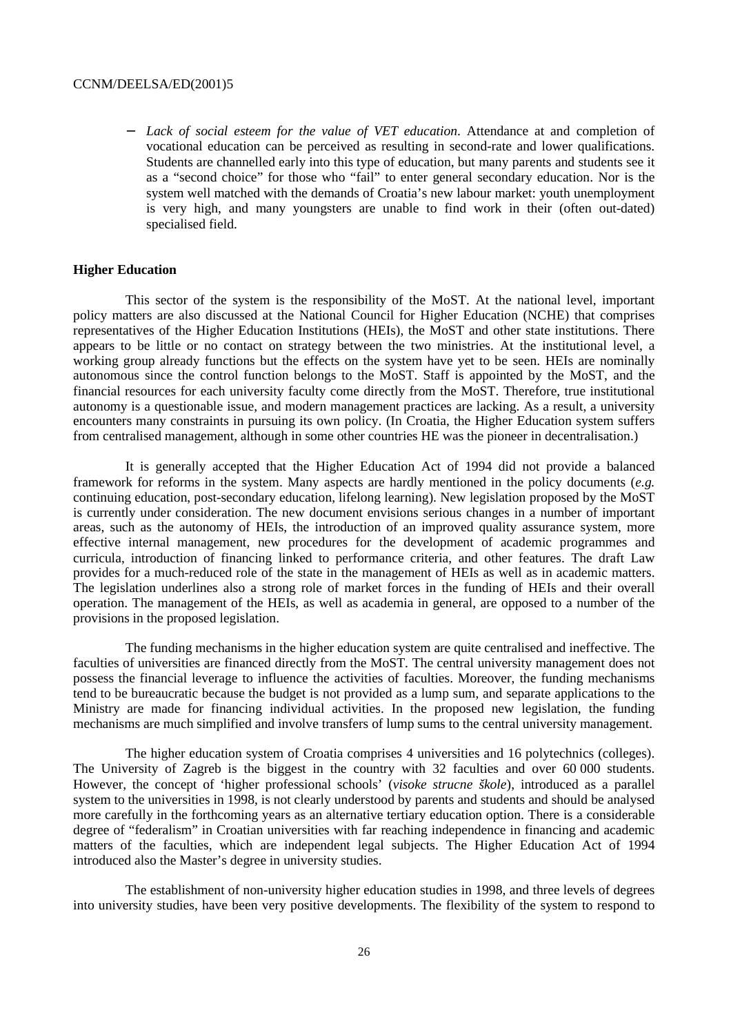- *Lack of social esteem for the value of VET education*. Attendance at and completion of vocational education can be perceived as resulting in second-rate and lower qualifications. Students are channelled early into this type of education, but many parents and students see it as a "second choice" for those who "fail" to enter general secondary education. Nor is the system well matched with the demands of Croatia's new labour market: youth unemployment is very high, and many youngsters are unable to find work in their (often out-dated) specialised field.

**Higher Education**

This sector of the system is the responsibility of the MoST. At the national level, important policy matters are also discussed at the National Council for Higher Education (NCHE) that comprises representatives of the Higher Education Institutions (HEIs), the MoST and other state institutions. There appears to be little or no contact on strategy between the two ministries. At the institutional level, a working group already functions but the effects on the system have yet to be seen. HEIs are nominally autonomous since the control function belongs to the MoST. Staff is appointed by the MoST, and the financial resources for each university faculty come directly from the MoST. Therefore, true institutional autonomy is a questionable issue, and modern management practices are lacking. As a result, a university encounters many constraints in pursuing its own policy. (In Croatia, the Higher Education system suffers from centralised management, although in some other countries HE was the pioneer in decentralisation.)

It is generally accepted that the Higher Education Act of 1994 did not provide a balanced framework for reforms in the system. Many aspects are hardly mentioned in the policy documents (*e.g.* continuing education, post-secondary education, lifelong learning). New legislation proposed by the MoST is currently under consideration. The new document envisions serious changes in a number of important areas, such as the autonomy of HEIs, the introduction of an improved quality assurance system, more effective internal management, new procedures for the development of academic programmes and curricula, introduction of financing linked to performance criteria, and other features. The draft Law provides for a much-reduced role of the state in the management of HEIs as well as in academic matters. The legislation underlines also a strong role of market forces in the funding of HEIs and their overall operation. The management of the HEIs, as well as academia in general, are opposed to a number of the provisions in the proposed legislation.

The funding mechanisms in the higher education system are quite centralised and ineffective. The faculties of universities are financed directly from the MoST. The central university management does not possess the financial leverage to influence the activities of faculties. Moreover, the funding mechanisms tend to be bureaucratic because the budget is not provided as a lump sum, and separate applications to the Ministry are made for financing individual activities. In the proposed new legislation, the funding mechanisms are much simplified and involve transfers of lump sums to the central university management.

The higher education system of Croatia comprises 4 universities and 16 polytechnics (colleges). The University of Zagreb is the biggest in the country with 32 faculties and over 60 000 students. However, the concept of 'higher professional schools' (*visoke strucne škole*), introduced as a parallel system to the universities in 1998, is not clearly understood by parents and students and should be analysed more carefully in the forthcoming years as an alternative tertiary education option. There is a considerable degree of "federalism" in Croatian universities with far reaching independence in financing and academic matters of the faculties, which are independent legal subjects. The Higher Education Act of 1994 introduced also the Master's degree in university studies.

The establishment of non-university higher education studies in 1998, and three levels of degrees into university studies, have been very positive developments. The flexibility of the system to respond to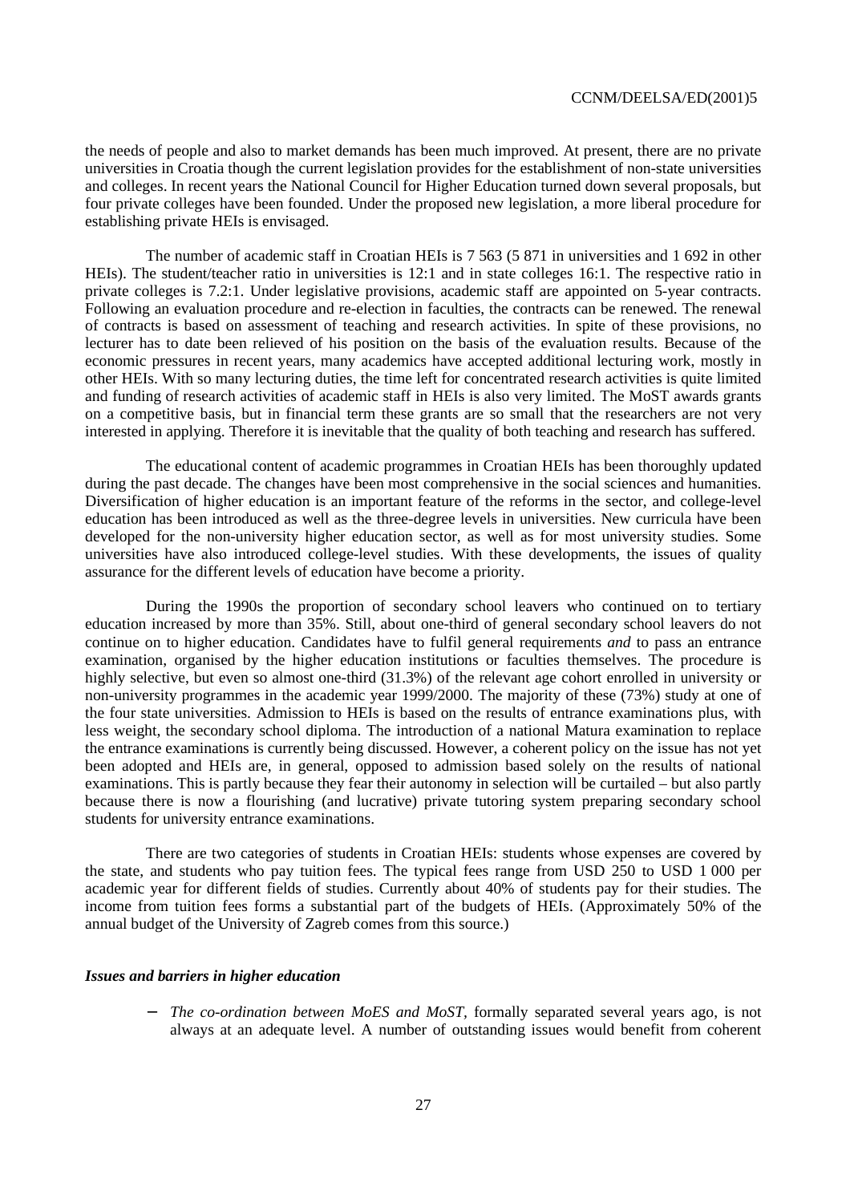the needs of people and also to market demands has been much improved. At present, there are no private universities in Croatia though the current legislation provides for the establishment of non-state universities and colleges. In recent years the National Council for Higher Education turned down several proposals, but four private colleges have been founded. Under the proposed new legislation, a more liberal procedure for establishing private HEIs is envisaged.

The number of academic staff in Croatian HEIs is 7 563 (5 871 in universities and 1 692 in other HEIs). The student/teacher ratio in universities is 12:1 and in state colleges 16:1. The respective ratio in private colleges is 7.2:1. Under legislative provisions, academic staff are appointed on 5-year contracts. Following an evaluation procedure and re-election in faculties, the contracts can be renewed. The renewal of contracts is based on assessment of teaching and research activities. In spite of these provisions, no lecturer has to date been relieved of his position on the basis of the evaluation results. Because of the economic pressures in recent years, many academics have accepted additional lecturing work, mostly in other HEIs. With so many lecturing duties, the time left for concentrated research activities is quite limited and funding of research activities of academic staff in HEIs is also very limited. The MoST awards grants on a competitive basis, but in financial term these grants are so small that the researchers are not very interested in applying. Therefore it is inevitable that the quality of both teaching and research has suffered.

The educational content of academic programmes in Croatian HEIs has been thoroughly updated during the past decade. The changes have been most comprehensive in the social sciences and humanities. Diversification of higher education is an important feature of the reforms in the sector, and college-level education has been introduced as well as the three-degree levels in universities. New curricula have been developed for the non-university higher education sector, as well as for most university studies. Some universities have also introduced college-level studies. With these developments, the issues of quality assurance for the different levels of education have become a priority.

During the 1990s the proportion of secondary school leavers who continued on to tertiary education increased by more than 35%. Still, about one-third of general secondary school leavers do not continue on to higher education. Candidates have to fulfil general requirements *and* to pass an entrance examination, organised by the higher education institutions or faculties themselves. The procedure is highly selective, but even so almost one-third (31.3%) of the relevant age cohort enrolled in university or non-university programmes in the academic year 1999/2000. The majority of these (73%) study at one of the four state universities. Admission to HEIs is based on the results of entrance examinations plus, with less weight, the secondary school diploma. The introduction of a national Matura examination to replace the entrance examinations is currently being discussed. However, a coherent policy on the issue has not yet been adopted and HEIs are, in general, opposed to admission based solely on the results of national examinations. This is partly because they fear their autonomy in selection will be curtailed – but also partly because there is now a flourishing (and lucrative) private tutoring system preparing secondary school students for university entrance examinations.

There are two categories of students in Croatian HEIs: students whose expenses are covered by the state, and students who pay tuition fees. The typical fees range from USD 250 to USD 1 000 per academic year for different fields of studies. Currently about 40% of students pay for their studies. The income from tuition fees forms a substantial part of the budgets of HEIs. (Approximately 50% of the annual budget of the University of Zagreb comes from this source.)

### *Issues and barriers in higher education*

- *The co-ordination between MoES and MoST,* formally separated several years ago, is not always at an adequate level. A number of outstanding issues would benefit from coherent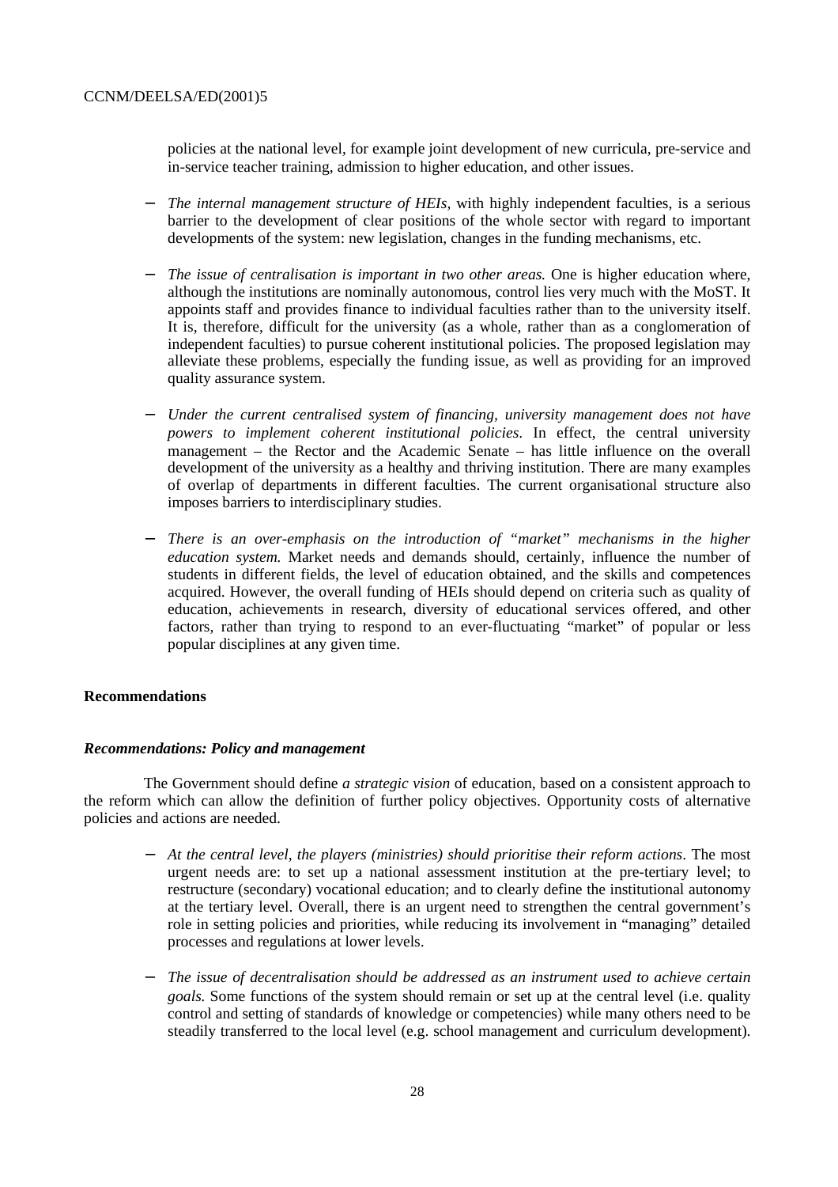policies at the national level, for example joint development of new curricula, pre-service and in-service teacher training, admission to higher education, and other issues.

- *The internal management structure of HEIs,* with highly independent faculties, is a serious barrier to the development of clear positions of the whole sector with regard to important developments of the system: new legislation, changes in the funding mechanisms, etc.

- *The issue of centralisation is important in two other areas.* One is higher education where, although the institutions are nominally autonomous, control lies very much with the MoST. It appoints staff and provides finance to individual faculties rather than to the university itself. It is, therefore, difficult for the university (as a whole, rather than as a conglomeration of independent faculties) to pursue coherent institutional policies. The proposed legislation may alleviate these problems, especially the funding issue, as well as providing for an improved quality assurance system.

- *Under the current centralised system of financing, university management does not have powers to implement coherent institutional policies.* In effect, the central university management – the Rector and the Academic Senate – has little influence on the overall development of the university as a healthy and thriving institution. There are many examples of overlap of departments in different faculties. The current organisational structure also imposes barriers to interdisciplinary studies.

- *There is an over-emphasis on the introduction of "market" mechanisms in the higher education system.* Market needs and demands should, certainly, influence the number of students in different fields, the level of education obtained, and the skills and competences acquired. However, the overall funding of HEIs should depend on criteria such as quality of education, achievements in research, diversity of educational services offered, and other factors, rather than trying to respond to an ever-fluctuating "market" of popular or less popular disciplines at any given time.

## Recommendations

### *Recommendations: Policy and management*

The Government should define *a strategic vision* of education, based on a consistent approach to the reform which can allow the definition of further policy objectives. Opportunity costs of alternative policies and actions are needed.

- *At the central level, the players (ministries) should prioritise their reform actions*. The most urgent needs are: to set up a national assessment institution at the pre-tertiary level; to restructure (secondary) vocational education; and to clearly define the institutional autonomy at the tertiary level. Overall, there is an urgent need to strengthen the central government's role in setting policies and priorities, while reducing its involvement in "managing" detailed processes and regulations at lower levels.

- *The issue of decentralisation should be addressed as an instrument used to achieve certain goals.* Some functions of the system should remain or set up at the central level (i.e. quality control and setting of standards of knowledge or competencies) while many others need to be steadily transferred to the local level (e.g. school management and curriculum development).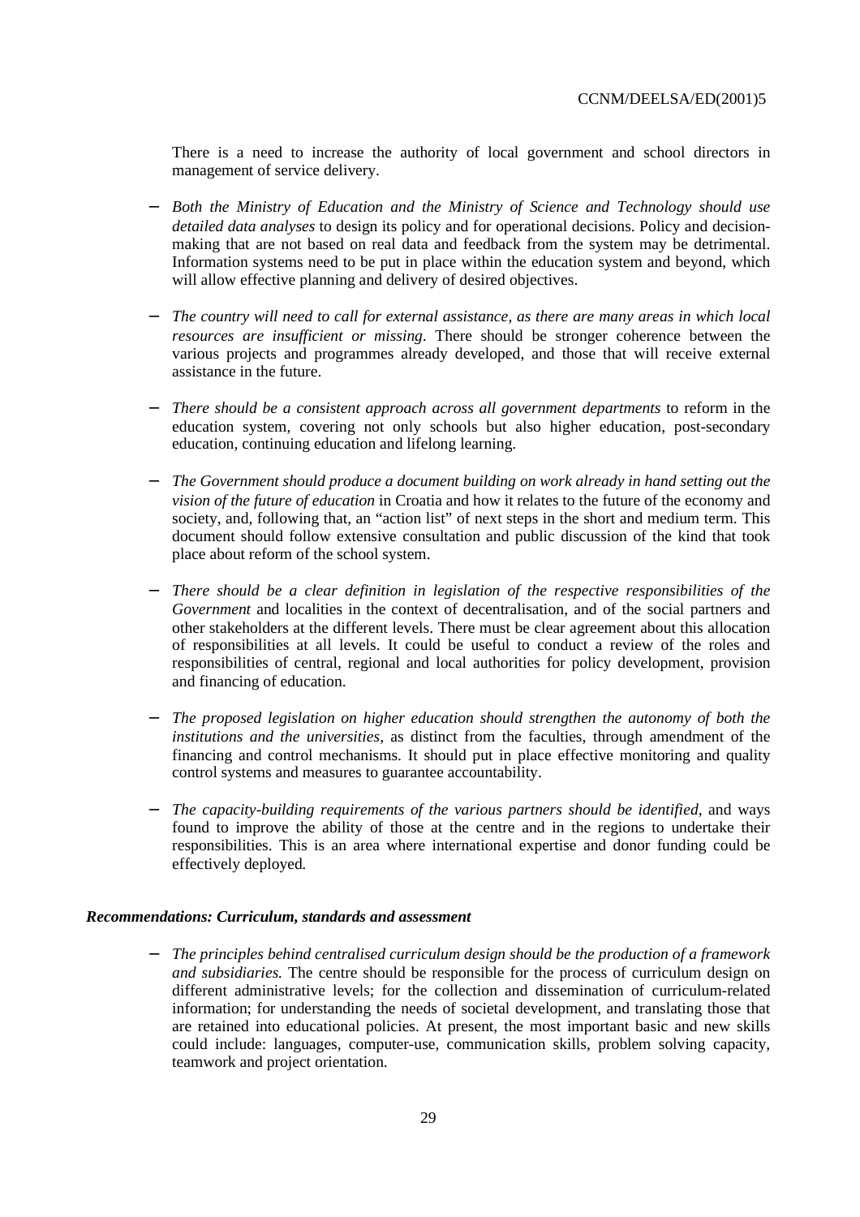There is a need to increase the authority of local government and school directors in management of service delivery.

- *Both the Ministry of Education and the Ministry of Science and Technology should use detailed data analyses* to design its policy and for operational decisions. Policy and decision-making that are not based on real data and feedback from the system may be detrimental. Information systems need to be put in place within the education system and beyond, which will allow effective planning and delivery of desired objectives.

- *The country will need to call for external assistance, as there are many areas in which local resources are insufficient or missing.* There should be stronger coherence between the various projects and programmes already developed, and those that will receive external assistance in the future.

- *There should be a consistent approach across all government departments* to reform in the education system, covering not only schools but also higher education, post-secondary education, continuing education and lifelong learning.

- *The Government should produce a document building on work already in hand setting out the vision of the future of education* in Croatia and how it relates to the future of the economy and society, and, following that, an "action list" of next steps in the short and medium term. This document should follow extensive consultation and public discussion of the kind that took place about reform of the school system.

- *There should be a clear definition in legislation of the respective responsibilities of the Government* and localities in the context of decentralisation, and of the social partners and other stakeholders at the different levels. There must be clear agreement about this allocation of responsibilities at all levels. It could be useful to conduct a review of the roles and responsibilities of central, regional and local authorities for policy development, provision and financing of education.

- *The proposed legislation on higher education should strengthen the autonomy of both the institutions and the universities*, as distinct from the faculties, through amendment of the financing and control mechanisms. It should put in place effective monitoring and quality control systems and measures to guarantee accountability.

- *The capacity-building requirements of the various partners should be identified*, and ways found to improve the ability of those at the centre and in the regions to undertake their responsibilities. This is an area where international expertise and donor funding could be effectively deployed.

***Recommendations: Curriculum, standards and assessment***

- *The principles behind centralised curriculum design should be the production of a framework and subsidiaries.* The centre should be responsible for the process of curriculum design on different administrative levels; for the collection and dissemination of curriculum-related information; for understanding the needs of societal development, and translating those that are retained into educational policies. At present, the most important basic and new skills could include: languages, computer-use, communication skills, problem solving capacity, teamwork and project orientation.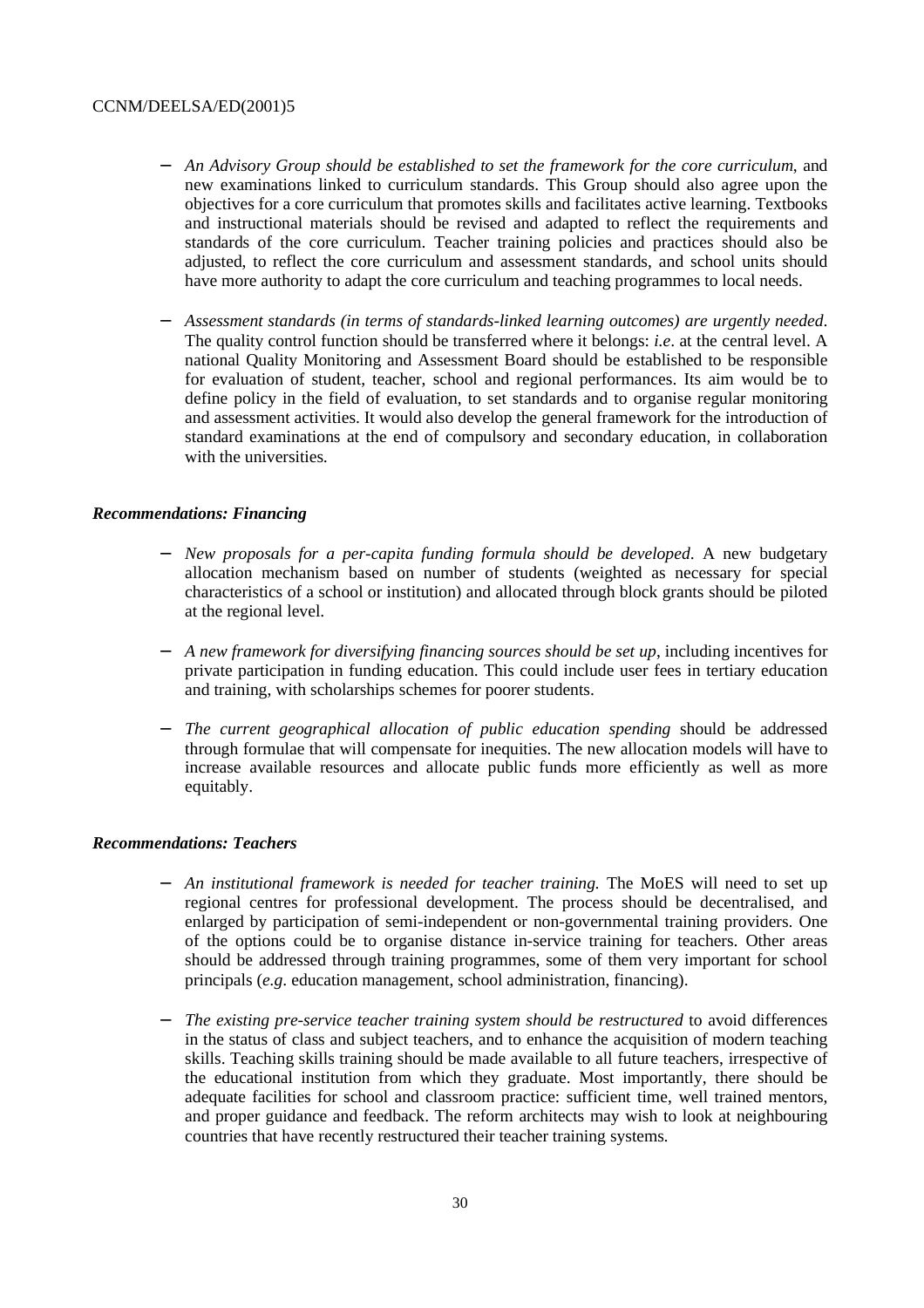- *An Advisory Group should be established to set the framework for the core curriculum*, and new examinations linked to curriculum standards. This Group should also agree upon the objectives for a core curriculum that promotes skills and facilitates active learning. Textbooks and instructional materials should be revised and adapted to reflect the requirements and standards of the core curriculum. Teacher training policies and practices should also be adjusted, to reflect the core curriculum and assessment standards, and school units should have more authority to adapt the core curriculum and teaching programmes to local needs.

- *Assessment standards (in terms of standards-linked learning outcomes) are urgently needed.* The quality control function should be transferred where it belongs: *i.e*. at the central level. A national Quality Monitoring and Assessment Board should be established to be responsible for evaluation of student, teacher, school and regional performances. Its aim would be to define policy in the field of evaluation, to set standards and to organise regular monitoring and assessment activities. It would also develop the general framework for the introduction of standard examinations at the end of compulsory and secondary education, in collaboration with the universities.

***Recommendations: Financing***

- *New proposals for a per-capita funding formula should be developed*. A new budgetary allocation mechanism based on number of students (weighted as necessary for special characteristics of a school or institution) and allocated through block grants should be piloted at the regional level.

- *A new framework for diversifying financing sources should be set up*, including incentives for private participation in funding education. This could include user fees in tertiary education and training, with scholarships schemes for poorer students.

- *The current geographical allocation of public education spending* should be addressed through formulae that will compensate for inequities. The new allocation models will have to increase available resources and allocate public funds more efficiently as well as more equitably.

***Recommendations: Teachers***

- *An institutional framework is needed for teacher training.* The MoES will need to set up regional centres for professional development. The process should be decentralised, and enlarged by participation of semi-independent or non-governmental training providers. One of the options could be to organise distance in-service training for teachers. Other areas should be addressed through training programmes, some of them very important for school principals (*e.g*. education management, school administration, financing).

- *The existing pre-service teacher training system should be restructured* to avoid differences in the status of class and subject teachers, and to enhance the acquisition of modern teaching skills. Teaching skills training should be made available to all future teachers, irrespective of the educational institution from which they graduate. Most importantly, there should be adequate facilities for school and classroom practice: sufficient time, well trained mentors, and proper guidance and feedback. The reform architects may wish to look at neighbouring countries that have recently restructured their teacher training systems.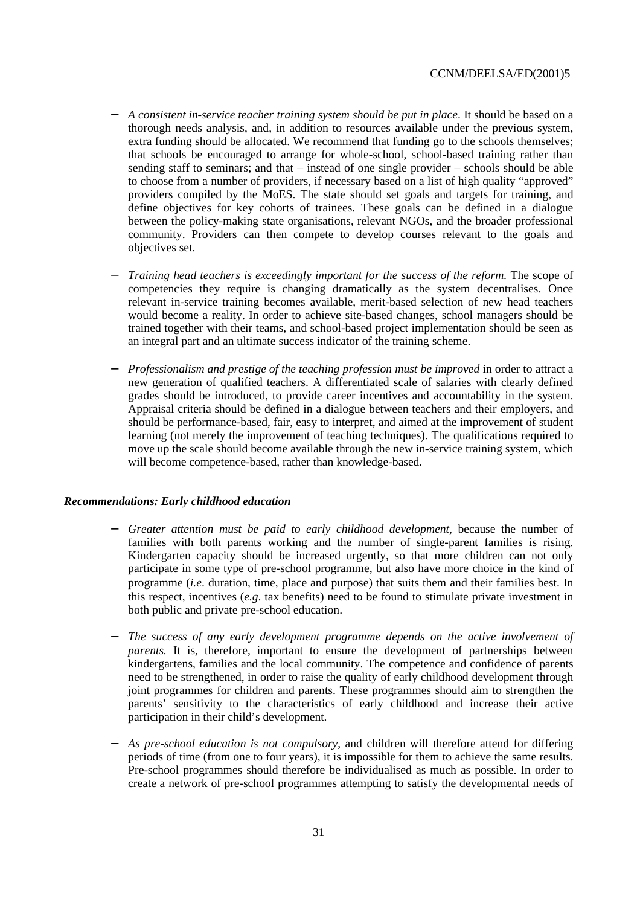- *A consistent in-service teacher training system should be put in place*. It should be based on a thorough needs analysis, and, in addition to resources available under the previous system, extra funding should be allocated. We recommend that funding go to the schools themselves; that schools be encouraged to arrange for whole-school, school-based training rather than sending staff to seminars; and that – instead of one single provider – schools should be able to choose from a number of providers, if necessary based on a list of high quality "approved" providers compiled by the MoES. The state should set goals and targets for training, and define objectives for key cohorts of trainees. These goals can be defined in a dialogue between the policy-making state organisations, relevant NGOs, and the broader professional community. Providers can then compete to develop courses relevant to the goals and objectives set.

- *Training head teachers is exceedingly important for the success of the reform.* The scope of competencies they require is changing dramatically as the system decentralises. Once relevant in-service training becomes available, merit-based selection of new head teachers would become a reality. In order to achieve site-based changes, school managers should be trained together with their teams, and school-based project implementation should be seen as an integral part and an ultimate success indicator of the training scheme.

- *Professionalism and prestige of the teaching profession must be improved* in order to attract a new generation of qualified teachers. A differentiated scale of salaries with clearly defined grades should be introduced, to provide career incentives and accountability in the system. Appraisal criteria should be defined in a dialogue between teachers and their employers, and should be performance-based, fair, easy to interpret, and aimed at the improvement of student learning (not merely the improvement of teaching techniques). The qualifications required to move up the scale should become available through the new in-service training system, which will become competence-based, rather than knowledge-based.

***Recommendations: Early childhood education***

- *Greater attention must be paid to early childhood development*, because the number of families with both parents working and the number of single-parent families is rising. Kindergarten capacity should be increased urgently, so that more children can not only participate in some type of pre-school programme, but also have more choice in the kind of programme (*i.e*. duration, time, place and purpose) that suits them and their families best. In this respect, incentives (*e.g*. tax benefits) need to be found to stimulate private investment in both public and private pre-school education.

- *The success of any early development programme depends on the active involvement of parents.* It is, therefore, important to ensure the development of partnerships between kindergartens, families and the local community. The competence and confidence of parents need to be strengthened, in order to raise the quality of early childhood development through joint programmes for children and parents. These programmes should aim to strengthen the parents' sensitivity to the characteristics of early childhood and increase their active participation in their child's development.

- *As pre-school education is not compulsory*, and children will therefore attend for differing periods of time (from one to four years), it is impossible for them to achieve the same results. Pre-school programmes should therefore be individualised as much as possible. In order to create a network of pre-school programmes attempting to satisfy the developmental needs of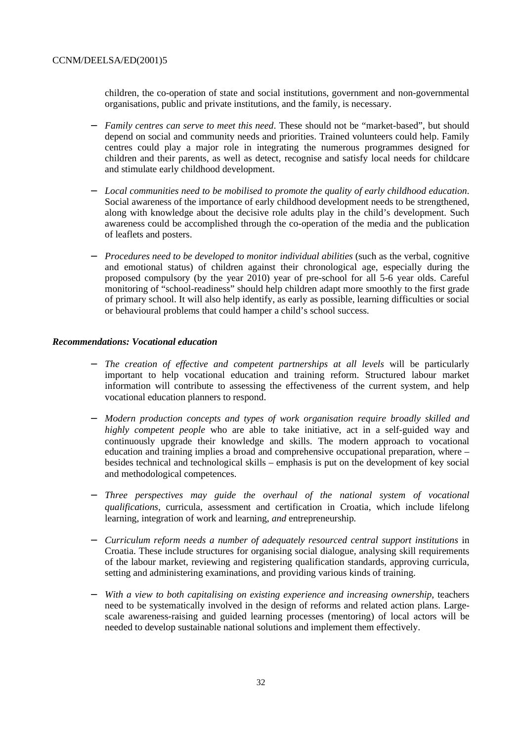children, the co-operation of state and social institutions, government and non-governmental organisations, public and private institutions, and the family, is necessary.

- *Family centres can serve to meet this need*. These should not be "market-based", but should depend on social and community needs and priorities. Trained volunteers could help. Family centres could play a major role in integrating the numerous programmes designed for children and their parents, as well as detect, recognise and satisfy local needs for childcare and stimulate early childhood development.

- *Local communities need to be mobilised to promote the quality of early childhood education*. Social awareness of the importance of early childhood development needs to be strengthened, along with knowledge about the decisive role adults play in the child's development. Such awareness could be accomplished through the co-operation of the media and the publication of leaflets and posters.

- *Procedures need to be developed to monitor individual abilities* (such as the verbal, cognitive and emotional status) of children against their chronological age, especially during the proposed compulsory (by the year 2010) year of pre-school for all 5-6 year olds. Careful monitoring of "school-readiness" should help children adapt more smoothly to the first grade of primary school. It will also help identify, as early as possible, learning difficulties or social or behavioural problems that could hamper a child's school success.

***Recommendations: Vocational education***

- *The creation of effective and competent partnerships at all levels* will be particularly important to help vocational education and training reform. Structured labour market information will contribute to assessing the effectiveness of the current system, and help vocational education planners to respond.

- *Modern production concepts and types of work organisation require broadly skilled and highly competent people* who are able to take initiative, act in a self-guided way and continuously upgrade their knowledge and skills. The modern approach to vocational education and training implies a broad and comprehensive occupational preparation, where – besides technical and technological skills – emphasis is put on the development of key social and methodological competences.

- *Three perspectives may guide the overhaul of the national system of vocational qualifications*, curricula, assessment and certification in Croatia, which include lifelong learning, integration of work and learning, *and* entrepreneurship.

- *Curriculum reform needs a number of adequately resourced central support institutions* in Croatia. These include structures for organising social dialogue, analysing skill requirements of the labour market, reviewing and registering qualification standards, approving curricula, setting and administering examinations, and providing various kinds of training.

- *With a view to both capitalising on existing experience and increasing ownership*, teachers need to be systematically involved in the design of reforms and related action plans. Large-scale awareness-raising and guided learning processes (mentoring) of local actors will be needed to develop sustainable national solutions and implement them effectively.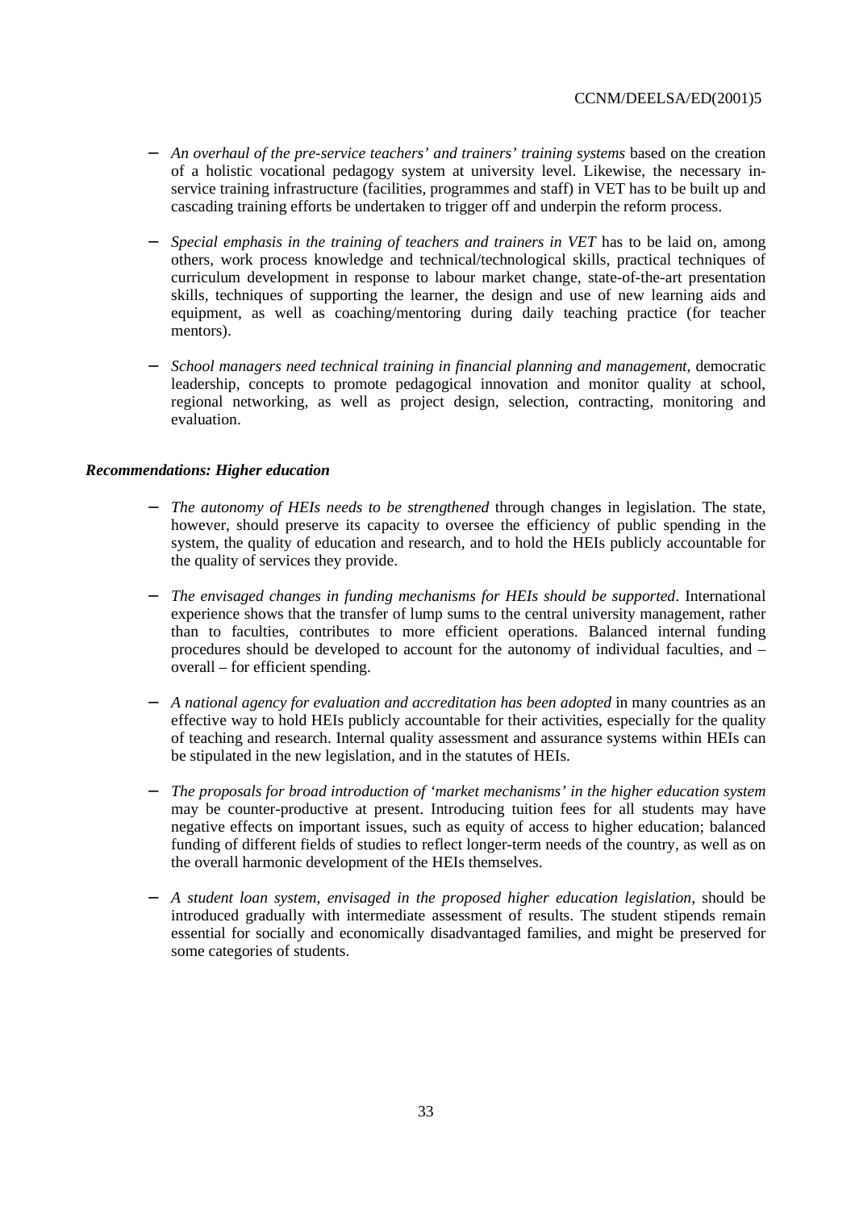- *An overhaul of the pre-service teachers' and trainers' training systems* based on the creation of a holistic vocational pedagogy system at university level. Likewise, the necessary in-service training infrastructure (facilities, programmes and staff) in VET has to be built up and cascading training efforts be undertaken to trigger off and underpin the reform process.

- *Special emphasis in the training of teachers and trainers in VET* has to be laid on, among others, work process knowledge and technical/technological skills, practical techniques of curriculum development in response to labour market change, state-of-the-art presentation skills, techniques of supporting the learner, the design and use of new learning aids and equipment, as well as coaching/mentoring during daily teaching practice (for teacher mentors).

- *School managers need technical training in financial planning and management*, democratic leadership, concepts to promote pedagogical innovation and monitor quality at school, regional networking, as well as project design, selection, contracting, monitoring and evaluation.

***Recommendations: Higher education***

- *The autonomy of HEIs needs to be strengthened* through changes in legislation. The state, however, should preserve its capacity to oversee the efficiency of public spending in the system, the quality of education and research, and to hold the HEIs publicly accountable for the quality of services they provide.

- *The envisaged changes in funding mechanisms for HEIs should be supported*. International experience shows that the transfer of lump sums to the central university management, rather than to faculties, contributes to more efficient operations. Balanced internal funding procedures should be developed to account for the autonomy of individual faculties, and – overall – for efficient spending.

- *A national agency for evaluation and accreditation has been adopted* in many countries as an effective way to hold HEIs publicly accountable for their activities, especially for the quality of teaching and research. Internal quality assessment and assurance systems within HEIs can be stipulated in the new legislation, and in the statutes of HEIs.

- *The proposals for broad introduction of 'market mechanisms' in the higher education system* may be counter-productive at present. Introducing tuition fees for all students may have negative effects on important issues, such as equity of access to higher education; balanced funding of different fields of studies to reflect longer-term needs of the country, as well as on the overall harmonic development of the HEIs themselves.

- *A student loan system, envisaged in the proposed higher education legislation*, should be introduced gradually with intermediate assessment of results. The student stipends remain essential for socially and economically disadvantaged families, and might be preserved for some categories of students.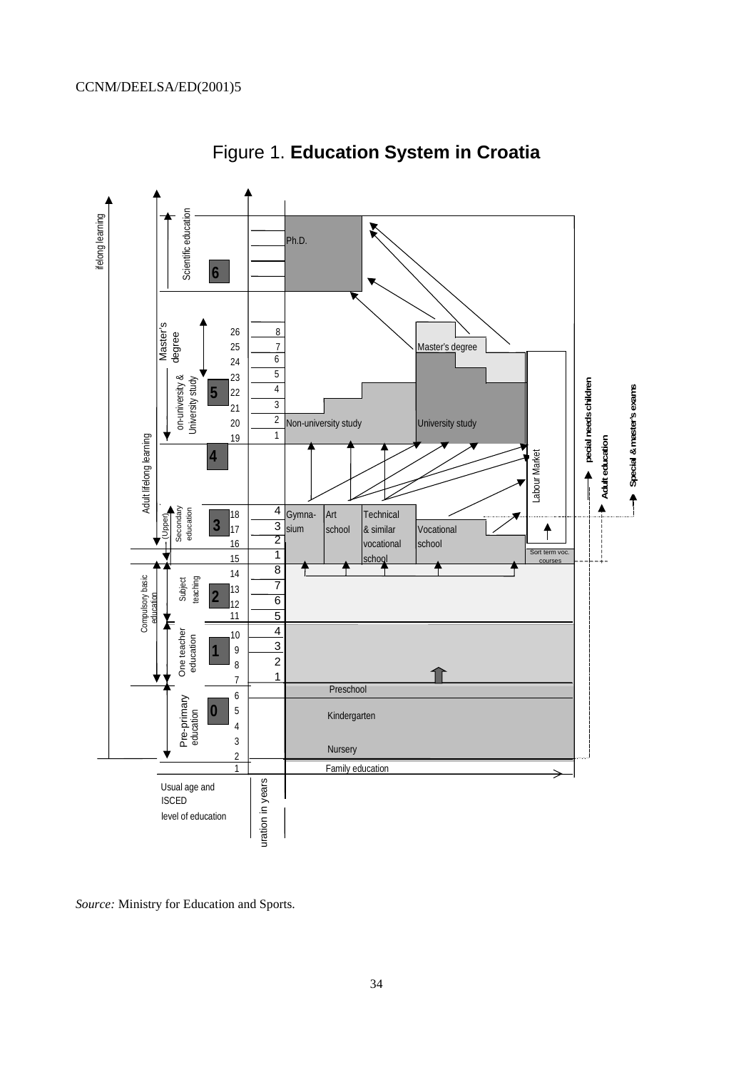# Figure 1. **Education System in Croatia**

*Source:* Ministry for Education and Sports.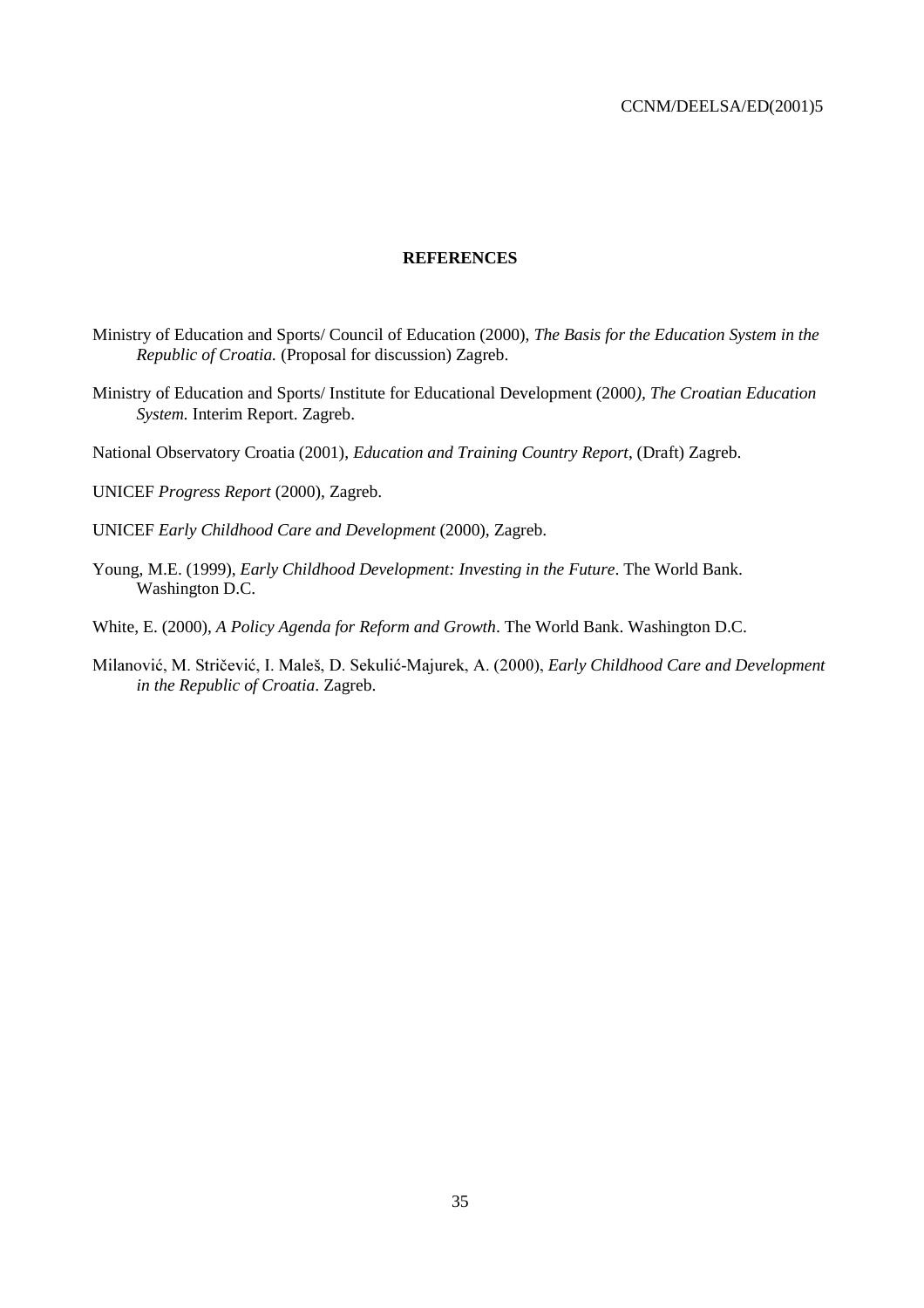# REFERENCES

Ministry of Education and Sports/ Council of Education (2000), *The Basis for the Education System in the Republic of Croatia.* (Proposal for discussion) Zagreb.

Ministry of Education and Sports/ Institute for Educational Development (2000*), The Croatian Education System.* Interim Report. Zagreb.

National Observatory Croatia (2001), *Education and Training Country Report*, (Draft) Zagreb.

UNICEF *Progress Report* (2000), Zagreb.

UNICEF *Early Childhood Care and Development* (2000), Zagreb.

Young, M.E. (1999), *Early Childhood Development: Investing in the Future*. The World Bank. Washington D.C.

White, E. (2000), *A Policy Agenda for Reform and Growth*. The World Bank. Washington D.C.

Milanović, M. Stričević, I. Maleš, D. Sekulić-Majurek, A. (2000), *Early Childhood Care and Development in the Republic of Croatia*. Zagreb.